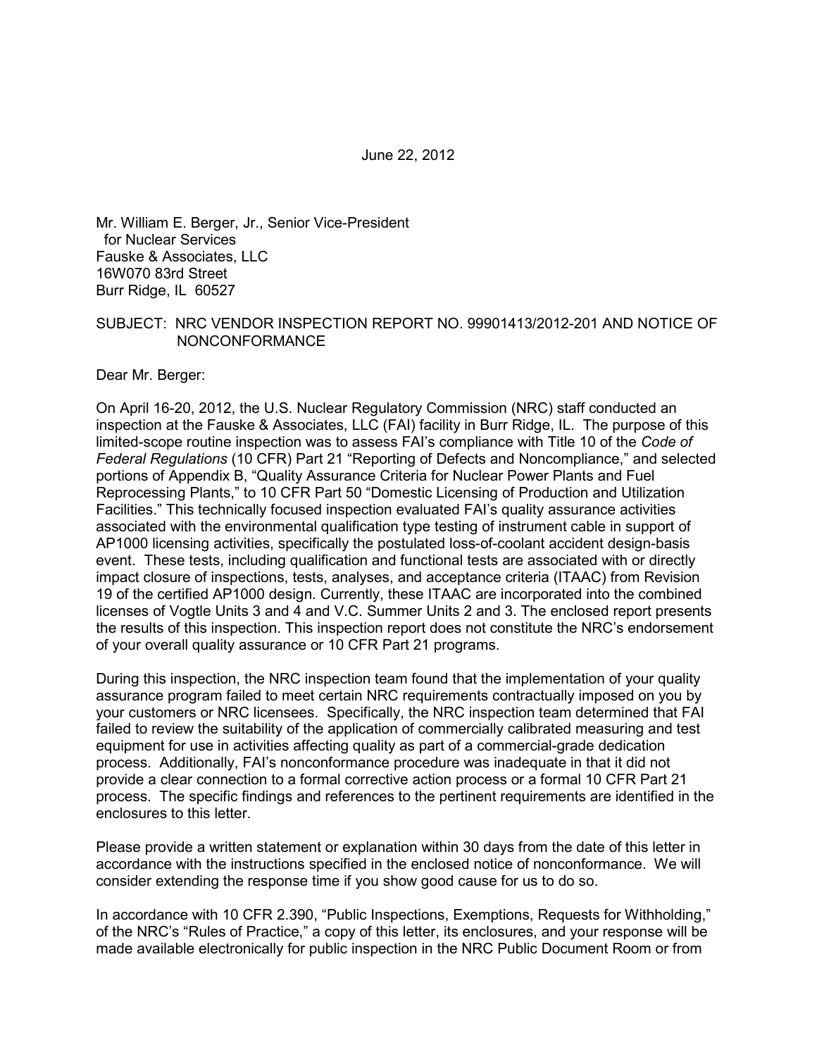June 22, 2012

Mr. William E. Berger, Jr., Senior Vice-President
for Nuclear Services
Fauske & Associates, LLC
16W070 83rd Street
Burr Ridge, IL 60527

SUBJECT: NRC VENDOR INSPECTION REPORT NO. 99901413/2012-201 AND NOTICE OF NONCONFORMANCE

Dear Mr. Berger:

On April 16-20, 2012, the U.S. Nuclear Regulatory Commission (NRC) staff conducted an inspection at the Fauske & Associates, LLC (FAI) facility in Burr Ridge, IL. The purpose of this limited-scope routine inspection was to assess FAI's compliance with Title 10 of the *Code of Federal Regulations* (10 CFR) Part 21 "Reporting of Defects and Noncompliance," and selected portions of Appendix B, "Quality Assurance Criteria for Nuclear Power Plants and Fuel Reprocessing Plants," to 10 CFR Part 50 "Domestic Licensing of Production and Utilization Facilities." This technically focused inspection evaluated FAI's quality assurance activities associated with the environmental qualification type testing of instrument cable in support of AP1000 licensing activities, specifically the postulated loss-of-coolant accident design-basis event. These tests, including qualification and functional tests are associated with or directly impact closure of inspections, tests, analyses, and acceptance criteria (ITAAC) from Revision 19 of the certified AP1000 design. Currently, these ITAAC are incorporated into the combined licenses of Vogtle Units 3 and 4 and V.C. Summer Units 2 and 3. The enclosed report presents the results of this inspection. This inspection report does not constitute the NRC's endorsement of your overall quality assurance or 10 CFR Part 21 programs.

During this inspection, the NRC inspection team found that the implementation of your quality assurance program failed to meet certain NRC requirements contractually imposed on you by your customers or NRC licensees. Specifically, the NRC inspection team determined that FAI failed to review the suitability of the application of commercially calibrated measuring and test equipment for use in activities affecting quality as part of a commercial-grade dedication process. Additionally, FAI's nonconformance procedure was inadequate in that it did not provide a clear connection to a formal corrective action process or a formal 10 CFR Part 21 process. The specific findings and references to the pertinent requirements are identified in the enclosures to this letter.

Please provide a written statement or explanation within 30 days from the date of this letter in accordance with the instructions specified in the enclosed notice of nonconformance. We will consider extending the response time if you show good cause for us to do so.

In accordance with 10 CFR 2.390, "Public Inspections, Exemptions, Requests for Withholding," of the NRC's "Rules of Practice," a copy of this letter, its enclosures, and your response will be made available electronically for public inspection in the NRC Public Document Room or from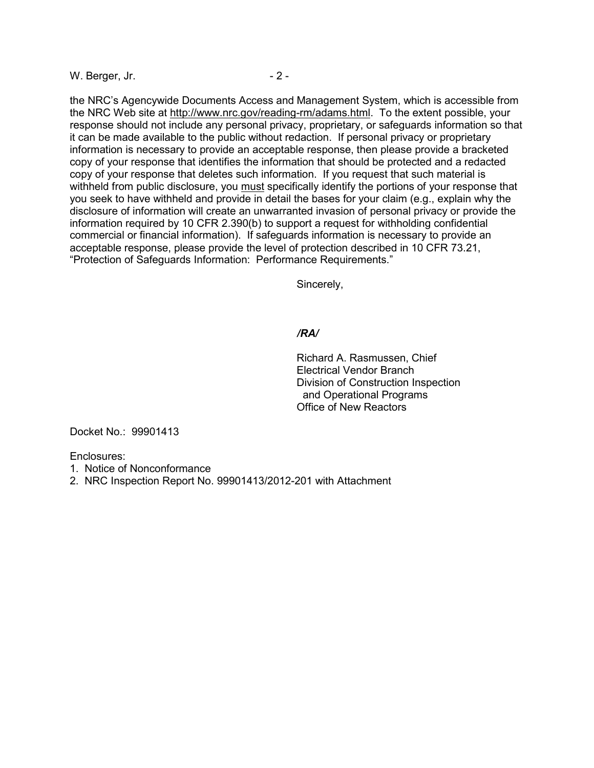the NRC's Agencywide Documents Access and Management System, which is accessible from the NRC Web site at http://www.nrc.gov/reading-rm/adams.html. To the extent possible, your response should not include any personal privacy, proprietary, or safeguards information so that it can be made available to the public without redaction. If personal privacy or proprietary information is necessary to provide an acceptable response, then please provide a bracketed copy of your response that identifies the information that should be protected and a redacted copy of your response that deletes such information. If you request that such material is withheld from public disclosure, you must specifically identify the portions of your response that you seek to have withheld and provide in detail the bases for your claim (e.g., explain why the disclosure of information will create an unwarranted invasion of personal privacy or provide the information required by 10 CFR 2.390(b) to support a request for withholding confidential commercial or financial information). If safeguards information is necessary to provide an acceptable response, please provide the level of protection described in 10 CFR 73.21, "Protection of Safeguards Information: Performance Requirements."

Sincerely,

*/RA/*

Richard A. Rasmussen, Chief
Electrical Vendor Branch
Division of Construction Inspection
and Operational Programs
Office of New Reactors

Docket No.: 99901413

Enclosures:
1. Notice of Nonconformance
2. NRC Inspection Report No. 99901413/2012-201 with Attachment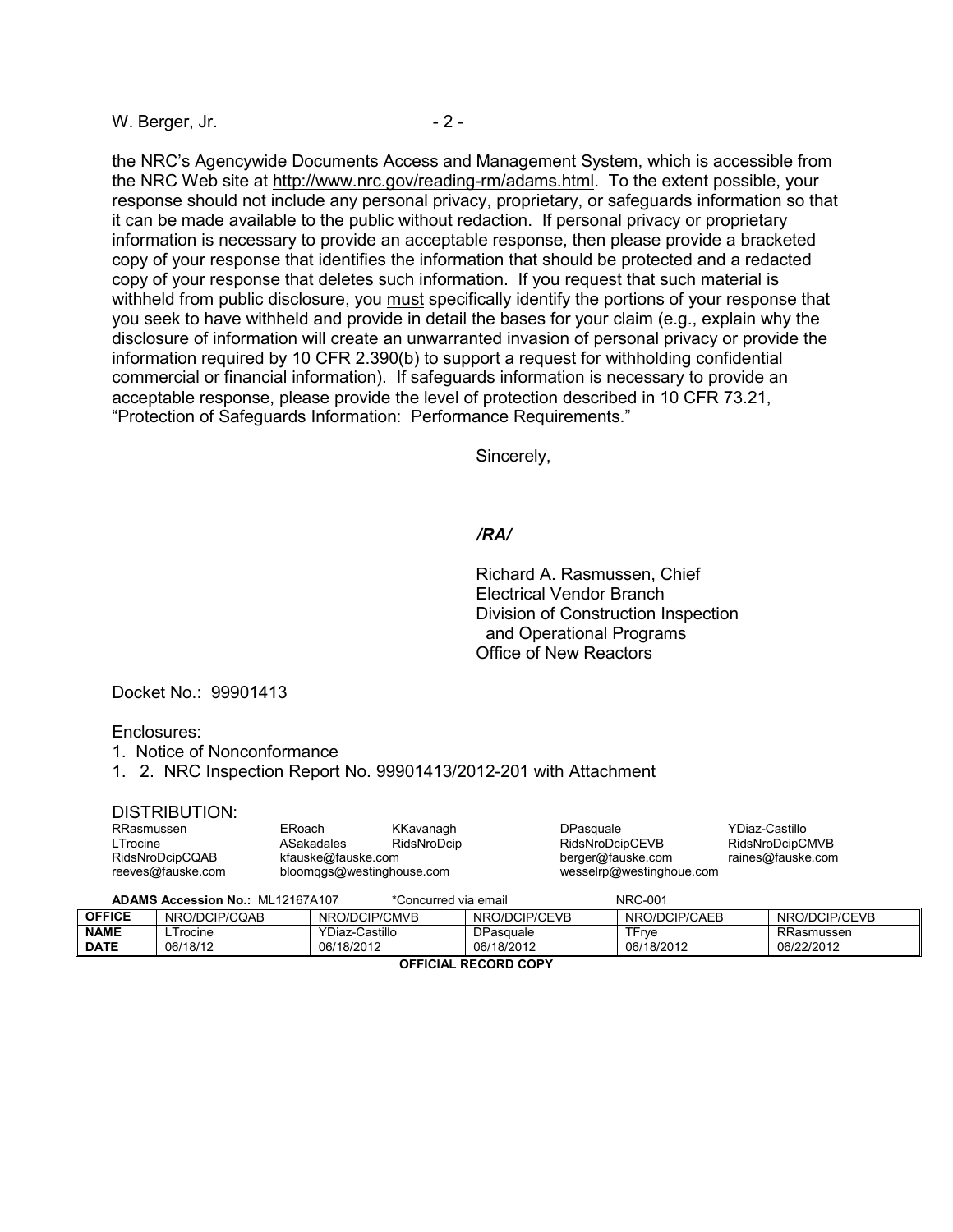the NRC's Agencywide Documents Access and Management System, which is accessible from the NRC Web site at http://www.nrc.gov/reading-rm/adams.html. To the extent possible, your response should not include any personal privacy, proprietary, or safeguards information so that it can be made available to the public without redaction. If personal privacy or proprietary information is necessary to provide an acceptable response, then please provide a bracketed copy of your response that identifies the information that should be protected and a redacted copy of your response that deletes such information. If you request that such material is withheld from public disclosure, you must specifically identify the portions of your response that you seek to have withheld and provide in detail the bases for your claim (e.g., explain why the disclosure of information will create an unwarranted invasion of personal privacy or provide the information required by 10 CFR 2.390(b) to support a request for withholding confidential commercial or financial information). If safeguards information is necessary to provide an acceptable response, please provide the level of protection described in 10 CFR 73.21, "Protection of Safeguards Information: Performance Requirements."

Sincerely,

*/RA/*

Richard A. Rasmussen, Chief
Electrical Vendor Branch
Division of Construction Inspection
and Operational Programs
Office of New Reactors

Docket No.: 99901413

Enclosures:
1. Notice of Nonconformance
1. 2. NRC Inspection Report No. 99901413/2012-201 with Attachment

DISTRIBUTION:

| | | | | |
|---|---|---|---|---|
| RRasmussen | ERoach | KKavanagh | DPasquale | YDiaz-Castillo |
| LTrocine | ASakadales | RidsNroDcip | RidsNroDcipCEVB | RidsNroDcipCMVB |
| RidsNroDcipCQAB | kfauske@fauske.com | | berger@fauske.com | raines@fauske.com |
| reeves@fauske.com | bloomqgs@westinghouse.com | | wesselrp@westinghoue.com | |

**ADAMS Accession No.:** ML12167A107 *Concurred via email NRC-001

| **OFFICE** | NRO/DCIP/CQAB | NRO/DCIP/CMVB | NRO/DCIP/CEVB | NRO/DCIP/CAEB | NRO/DCIP/CEVB |
|---|---|---|---|---|---|
| **NAME** | LTrocine | YDiaz-Castillo | DPasquale | TFrye | RRasmussen |
| **DATE** | 06/18/12 | 06/18/2012 | 06/18/2012 | 06/18/2012 | 06/22/2012 |

**OFFICIAL RECORD COPY**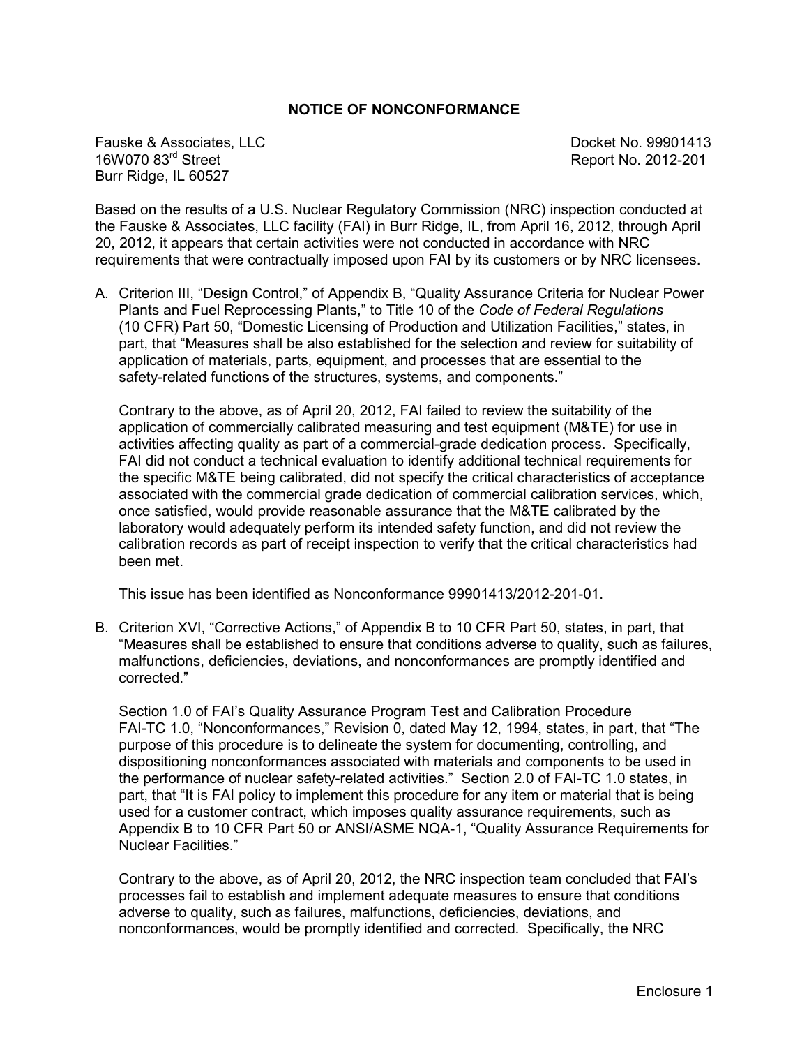## NOTICE OF NONCONFORMANCE

Fauske & Associates, LLC
16W070 83rd Street
Burr Ridge, IL 60527

Docket No. 99901413
Report No. 2012-201

Based on the results of a U.S. Nuclear Regulatory Commission (NRC) inspection conducted at the Fauske & Associates, LLC facility (FAI) in Burr Ridge, IL, from April 16, 2012, through April 20, 2012, it appears that certain activities were not conducted in accordance with NRC requirements that were contractually imposed upon FAI by its customers or by NRC licensees.

A. Criterion III, "Design Control," of Appendix B, "Quality Assurance Criteria for Nuclear Power Plants and Fuel Reprocessing Plants," to Title 10 of the *Code of Federal Regulations* (10 CFR) Part 50, "Domestic Licensing of Production and Utilization Facilities," states, in part, that "Measures shall be also established for the selection and review for suitability of application of materials, parts, equipment, and processes that are essential to the safety-related functions of the structures, systems, and components."

   Contrary to the above, as of April 20, 2012, FAI failed to review the suitability of the application of commercially calibrated measuring and test equipment (M&TE) for use in activities affecting quality as part of a commercial-grade dedication process. Specifically, FAI did not conduct a technical evaluation to identify additional technical requirements for the specific M&TE being calibrated, did not specify the critical characteristics of acceptance associated with the commercial grade dedication of commercial calibration services, which, once satisfied, would provide reasonable assurance that the M&TE calibrated by the laboratory would adequately perform its intended safety function, and did not review the calibration records as part of receipt inspection to verify that the critical characteristics had been met.

   This issue has been identified as Nonconformance 99901413/2012-201-01.

B. Criterion XVI, "Corrective Actions," of Appendix B to 10 CFR Part 50, states, in part, that "Measures shall be established to ensure that conditions adverse to quality, such as failures, malfunctions, deficiencies, deviations, and nonconformances are promptly identified and corrected."

   Section 1.0 of FAI's Quality Assurance Program Test and Calibration Procedure FAI-TC 1.0, "Nonconformances," Revision 0, dated May 12, 1994, states, in part, that "The purpose of this procedure is to delineate the system for documenting, controlling, and dispositioning nonconformances associated with materials and components to be used in the performance of nuclear safety-related activities." Section 2.0 of FAI-TC 1.0 states, in part, that "It is FAI policy to implement this procedure for any item or material that is being used for a customer contract, which imposes quality assurance requirements, such as Appendix B to 10 CFR Part 50 or ANSI/ASME NQA-1, "Quality Assurance Requirements for Nuclear Facilities."

   Contrary to the above, as of April 20, 2012, the NRC inspection team concluded that FAI's processes fail to establish and implement adequate measures to ensure that conditions adverse to quality, such as failures, malfunctions, deficiencies, deviations, and nonconformances, would be promptly identified and corrected. Specifically, the NRC

Enclosure 1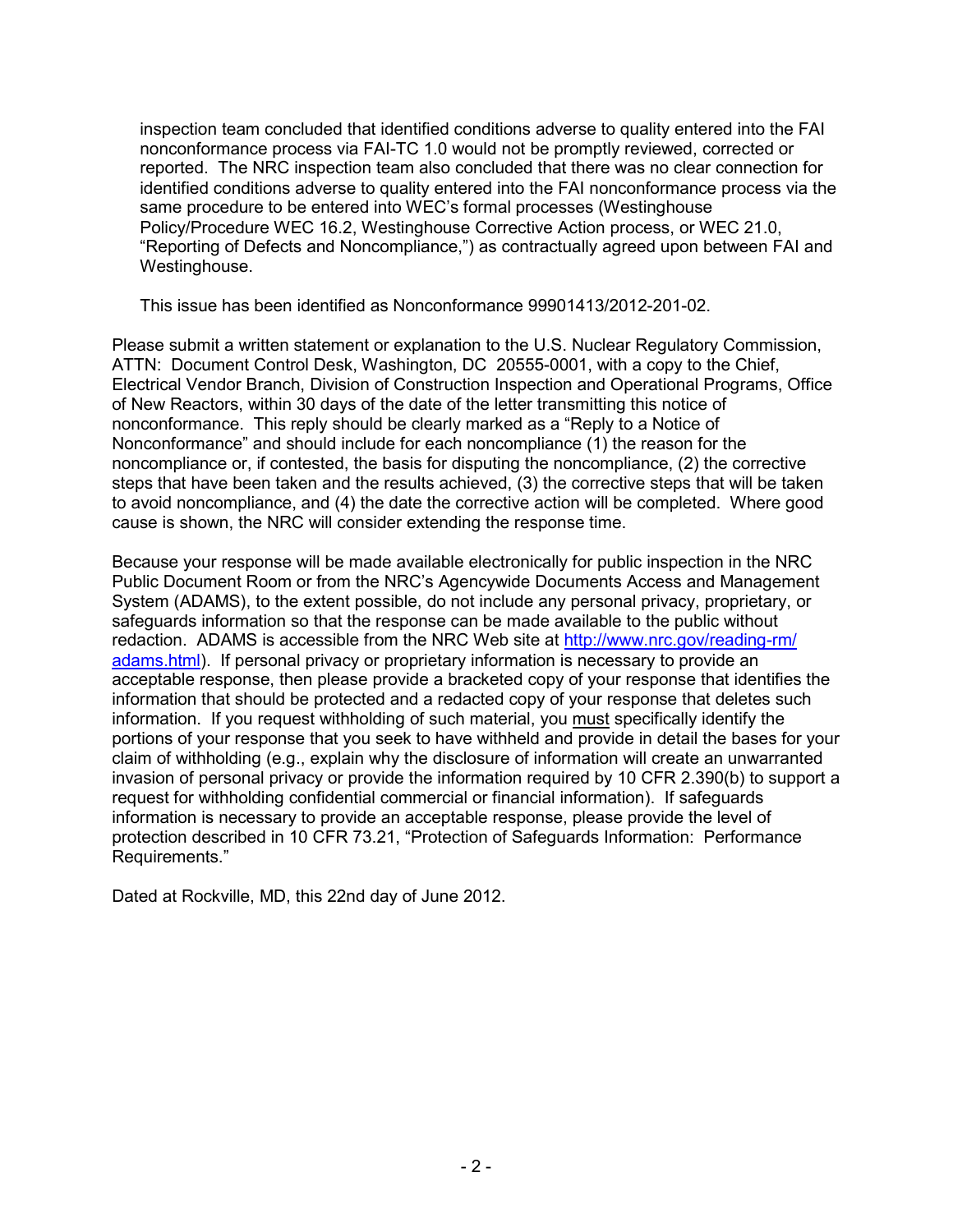inspection team concluded that identified conditions adverse to quality entered into the FAI nonconformance process via FAI-TC 1.0 would not be promptly reviewed, corrected or reported. The NRC inspection team also concluded that there was no clear connection for identified conditions adverse to quality entered into the FAI nonconformance process via the same procedure to be entered into WEC's formal processes (Westinghouse Policy/Procedure WEC 16.2, Westinghouse Corrective Action process, or WEC 21.0, "Reporting of Defects and Noncompliance,") as contractually agreed upon between FAI and Westinghouse.

This issue has been identified as Nonconformance 99901413/2012-201-02.

Please submit a written statement or explanation to the U.S. Nuclear Regulatory Commission, ATTN: Document Control Desk, Washington, DC 20555-0001, with a copy to the Chief, Electrical Vendor Branch, Division of Construction Inspection and Operational Programs, Office of New Reactors, within 30 days of the date of the letter transmitting this notice of nonconformance. This reply should be clearly marked as a "Reply to a Notice of Nonconformance" and should include for each noncompliance (1) the reason for the noncompliance or, if contested, the basis for disputing the noncompliance, (2) the corrective steps that have been taken and the results achieved, (3) the corrective steps that will be taken to avoid noncompliance, and (4) the date the corrective action will be completed. Where good cause is shown, the NRC will consider extending the response time.

Because your response will be made available electronically for public inspection in the NRC Public Document Room or from the NRC's Agencywide Documents Access and Management System (ADAMS), to the extent possible, do not include any personal privacy, proprietary, or safeguards information so that the response can be made available to the public without redaction. ADAMS is accessible from the NRC Web site at http://www.nrc.gov/reading-rm/adams.html). If personal privacy or proprietary information is necessary to provide an acceptable response, then please provide a bracketed copy of your response that identifies the information that should be protected and a redacted copy of your response that deletes such information. If you request withholding of such material, you must specifically identify the portions of your response that you seek to have withheld and provide in detail the bases for your claim of withholding (e.g., explain why the disclosure of information will create an unwarranted invasion of personal privacy or provide the information required by 10 CFR 2.390(b) to support a request for withholding confidential commercial or financial information). If safeguards information is necessary to provide an acceptable response, please provide the level of protection described in 10 CFR 73.21, "Protection of Safeguards Information: Performance Requirements."

Dated at Rockville, MD, this 22nd day of June 2012.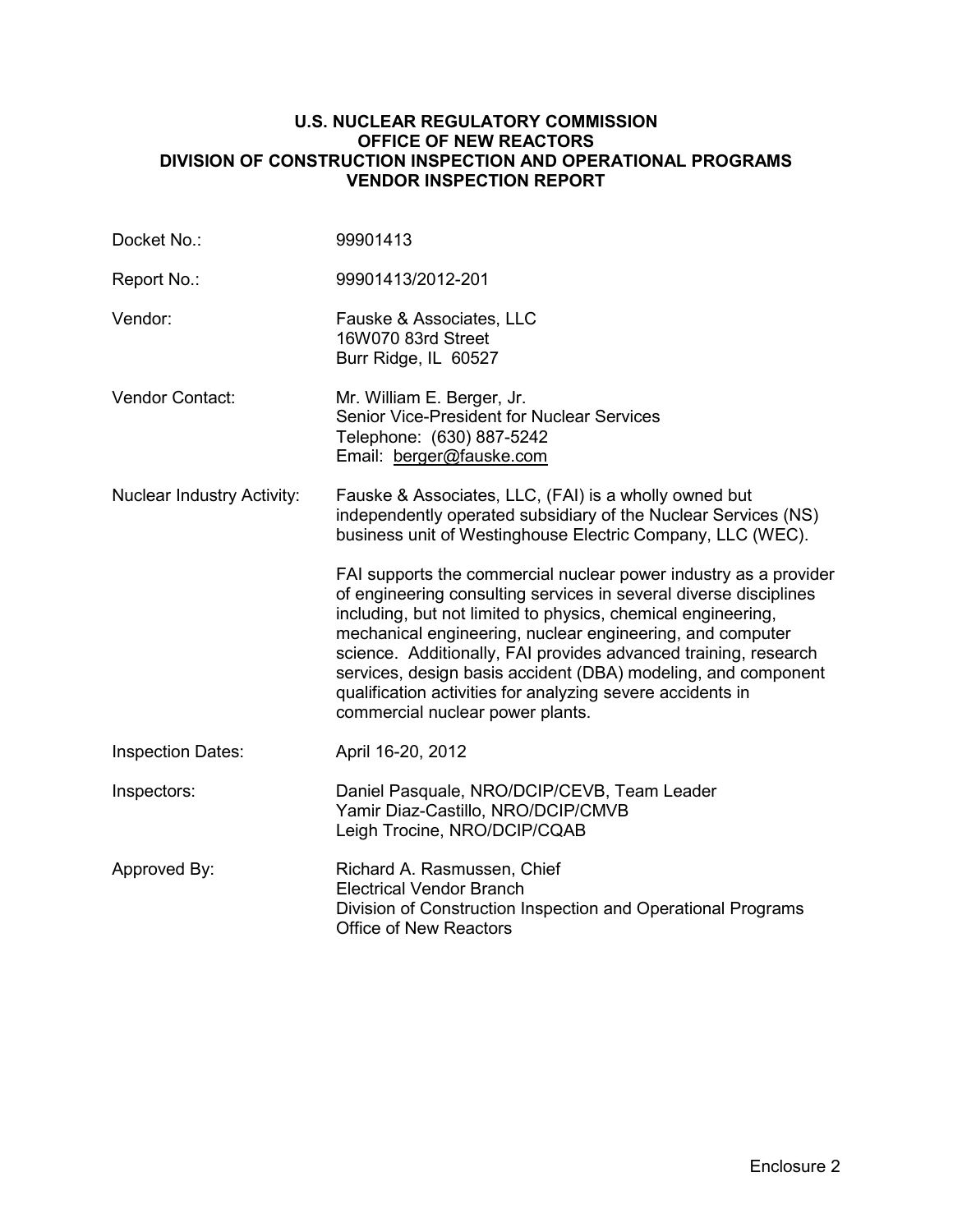**U.S. NUCLEAR REGULATORY COMMISSION**
**OFFICE OF NEW REACTORS**
**DIVISION OF CONSTRUCTION INSPECTION AND OPERATIONAL PROGRAMS**
**VENDOR INSPECTION REPORT**

| | |
|---|---|
| Docket No.: | 99901413 |
| Report No.: | 99901413/2012-201 |
| Vendor: | Fauske & Associates, LLC<br>16W070 83rd Street<br>Burr Ridge, IL 60527 |
| Vendor Contact: | Mr. William E. Berger, Jr.<br>Senior Vice-President for Nuclear Services<br>Telephone: (630) 887-5242<br>Email: berger@fauske.com |
| Nuclear Industry Activity: | Fauske & Associates, LLC, (FAI) is a wholly owned but independently operated subsidiary of the Nuclear Services (NS) business unit of Westinghouse Electric Company, LLC (WEC).<br><br>FAI supports the commercial nuclear power industry as a provider of engineering consulting services in several diverse disciplines including, but not limited to physics, chemical engineering, mechanical engineering, nuclear engineering, and computer science. Additionally, FAI provides advanced training, research services, design basis accident (DBA) modeling, and component qualification activities for analyzing severe accidents in commercial nuclear power plants. |
| Inspection Dates: | April 16-20, 2012 |
| Inspectors: | Daniel Pasquale, NRO/DCIP/CEVB, Team Leader<br>Yamir Diaz-Castillo, NRO/DCIP/CMVB<br>Leigh Trocine, NRO/DCIP/CQAB |
| Approved By: | Richard A. Rasmussen, Chief<br>Electrical Vendor Branch<br>Division of Construction Inspection and Operational Programs<br>Office of New Reactors |

Enclosure 2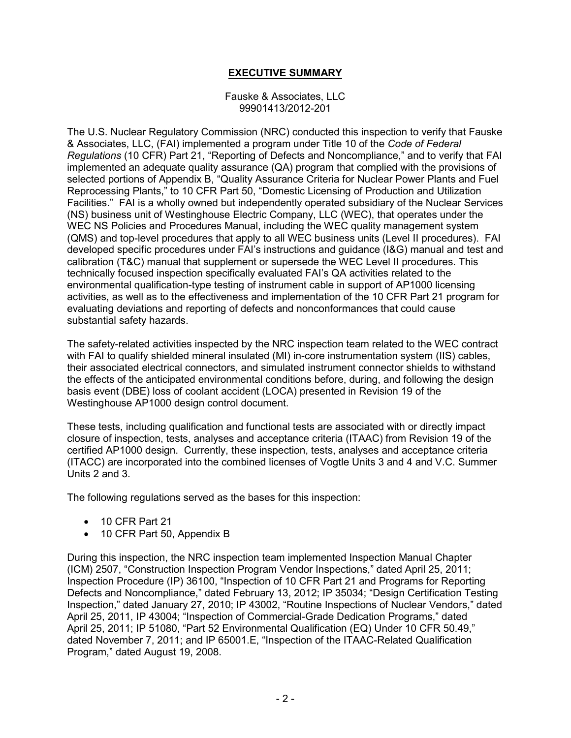# EXECUTIVE SUMMARY

Fauske & Associates, LLC
99901413/2012-201

The U.S. Nuclear Regulatory Commission (NRC) conducted this inspection to verify that Fauske & Associates, LLC, (FAI) implemented a program under Title 10 of the *Code of Federal Regulations* (10 CFR) Part 21, "Reporting of Defects and Noncompliance," and to verify that FAI implemented an adequate quality assurance (QA) program that complied with the provisions of selected portions of Appendix B, "Quality Assurance Criteria for Nuclear Power Plants and Fuel Reprocessing Plants," to 10 CFR Part 50, "Domestic Licensing of Production and Utilization Facilities." FAI is a wholly owned but independently operated subsidiary of the Nuclear Services (NS) business unit of Westinghouse Electric Company, LLC (WEC), that operates under the WEC NS Policies and Procedures Manual, including the WEC quality management system (QMS) and top-level procedures that apply to all WEC business units (Level II procedures). FAI developed specific procedures under FAI's instructions and guidance (I&G) manual and test and calibration (T&C) manual that supplement or supersede the WEC Level II procedures. This technically focused inspection specifically evaluated FAI's QA activities related to the environmental qualification-type testing of instrument cable in support of AP1000 licensing activities, as well as to the effectiveness and implementation of the 10 CFR Part 21 program for evaluating deviations and reporting of defects and nonconformances that could cause substantial safety hazards.

The safety-related activities inspected by the NRC inspection team related to the WEC contract with FAI to qualify shielded mineral insulated (MI) in-core instrumentation system (IIS) cables, their associated electrical connectors, and simulated instrument connector shields to withstand the effects of the anticipated environmental conditions before, during, and following the design basis event (DBE) loss of coolant accident (LOCA) presented in Revision 19 of the Westinghouse AP1000 design control document.

These tests, including qualification and functional tests are associated with or directly impact closure of inspection, tests, analyses and acceptance criteria (ITAAC) from Revision 19 of the certified AP1000 design. Currently, these inspection, tests, analyses and acceptance criteria (ITACC) are incorporated into the combined licenses of Vogtle Units 3 and 4 and V.C. Summer Units 2 and 3.

The following regulations served as the bases for this inspection:

- 10 CFR Part 21
- 10 CFR Part 50, Appendix B

During this inspection, the NRC inspection team implemented Inspection Manual Chapter (ICM) 2507, "Construction Inspection Program Vendor Inspections," dated April 25, 2011; Inspection Procedure (IP) 36100, "Inspection of 10 CFR Part 21 and Programs for Reporting Defects and Noncompliance," dated February 13, 2012; IP 35034; "Design Certification Testing Inspection," dated January 27, 2010; IP 43002, "Routine Inspections of Nuclear Vendors," dated April 25, 2011, IP 43004; "Inspection of Commercial-Grade Dedication Programs," dated April 25, 2011; IP 51080, "Part 52 Environmental Qualification (EQ) Under 10 CFR 50.49," dated November 7, 2011; and IP 65001.E, "Inspection of the ITAAC-Related Qualification Program," dated August 19, 2008.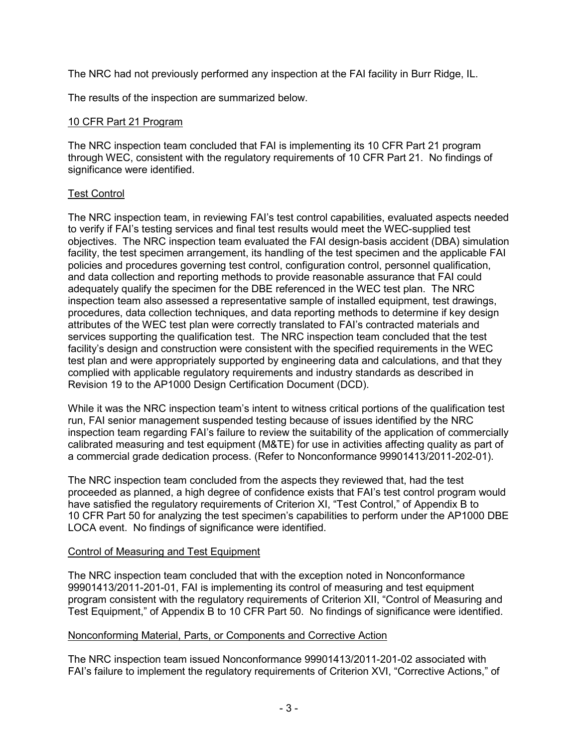The NRC had not previously performed any inspection at the FAI facility in Burr Ridge, IL.

The results of the inspection are summarized below.

10 CFR Part 21 Program

The NRC inspection team concluded that FAI is implementing its 10 CFR Part 21 program through WEC, consistent with the regulatory requirements of 10 CFR Part 21. No findings of significance were identified.

Test Control

The NRC inspection team, in reviewing FAI's test control capabilities, evaluated aspects needed to verify if FAI's testing services and final test results would meet the WEC-supplied test objectives. The NRC inspection team evaluated the FAI design-basis accident (DBA) simulation facility, the test specimen arrangement, its handling of the test specimen and the applicable FAI policies and procedures governing test control, configuration control, personnel qualification, and data collection and reporting methods to provide reasonable assurance that FAI could adequately qualify the specimen for the DBE referenced in the WEC test plan. The NRC inspection team also assessed a representative sample of installed equipment, test drawings, procedures, data collection techniques, and data reporting methods to determine if key design attributes of the WEC test plan were correctly translated to FAI's contracted materials and services supporting the qualification test. The NRC inspection team concluded that the test facility's design and construction were consistent with the specified requirements in the WEC test plan and were appropriately supported by engineering data and calculations, and that they complied with applicable regulatory requirements and industry standards as described in Revision 19 to the AP1000 Design Certification Document (DCD).

While it was the NRC inspection team's intent to witness critical portions of the qualification test run, FAI senior management suspended testing because of issues identified by the NRC inspection team regarding FAI's failure to review the suitability of the application of commercially calibrated measuring and test equipment (M&TE) for use in activities affecting quality as part of a commercial grade dedication process. (Refer to Nonconformance 99901413/2011-202-01).

The NRC inspection team concluded from the aspects they reviewed that, had the test proceeded as planned, a high degree of confidence exists that FAI's test control program would have satisfied the regulatory requirements of Criterion XI, "Test Control," of Appendix B to 10 CFR Part 50 for analyzing the test specimen's capabilities to perform under the AP1000 DBE LOCA event. No findings of significance were identified.

Control of Measuring and Test Equipment

The NRC inspection team concluded that with the exception noted in Nonconformance 99901413/2011-201-01, FAI is implementing its control of measuring and test equipment program consistent with the regulatory requirements of Criterion XII, "Control of Measuring and Test Equipment," of Appendix B to 10 CFR Part 50. No findings of significance were identified.

Nonconforming Material, Parts, or Components and Corrective Action

The NRC inspection team issued Nonconformance 99901413/2011-201-02 associated with FAI's failure to implement the regulatory requirements of Criterion XVI, "Corrective Actions," of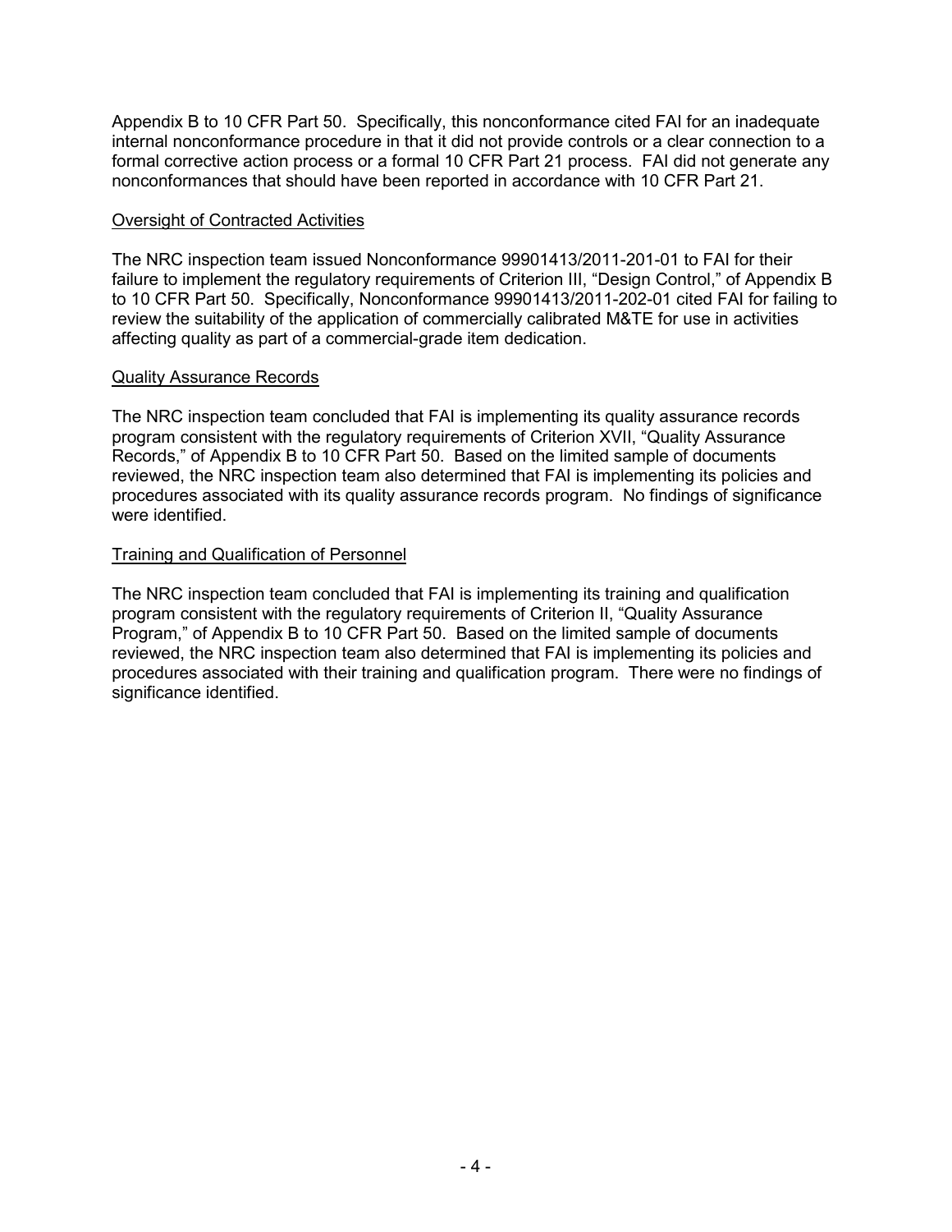Appendix B to 10 CFR Part 50. Specifically, this nonconformance cited FAI for an inadequate internal nonconformance procedure in that it did not provide controls or a clear connection to a formal corrective action process or a formal 10 CFR Part 21 process. FAI did not generate any nonconformances that should have been reported in accordance with 10 CFR Part 21.

Oversight of Contracted Activities

The NRC inspection team issued Nonconformance 99901413/2011-201-01 to FAI for their failure to implement the regulatory requirements of Criterion III, "Design Control," of Appendix B to 10 CFR Part 50. Specifically, Nonconformance 99901413/2011-202-01 cited FAI for failing to review the suitability of the application of commercially calibrated M&TE for use in activities affecting quality as part of a commercial-grade item dedication.

Quality Assurance Records

The NRC inspection team concluded that FAI is implementing its quality assurance records program consistent with the regulatory requirements of Criterion XVII, "Quality Assurance Records," of Appendix B to 10 CFR Part 50. Based on the limited sample of documents reviewed, the NRC inspection team also determined that FAI is implementing its policies and procedures associated with its quality assurance records program. No findings of significance were identified.

Training and Qualification of Personnel

The NRC inspection team concluded that FAI is implementing its training and qualification program consistent with the regulatory requirements of Criterion II, "Quality Assurance Program," of Appendix B to 10 CFR Part 50. Based on the limited sample of documents reviewed, the NRC inspection team also determined that FAI is implementing its policies and procedures associated with their training and qualification program. There were no findings of significance identified.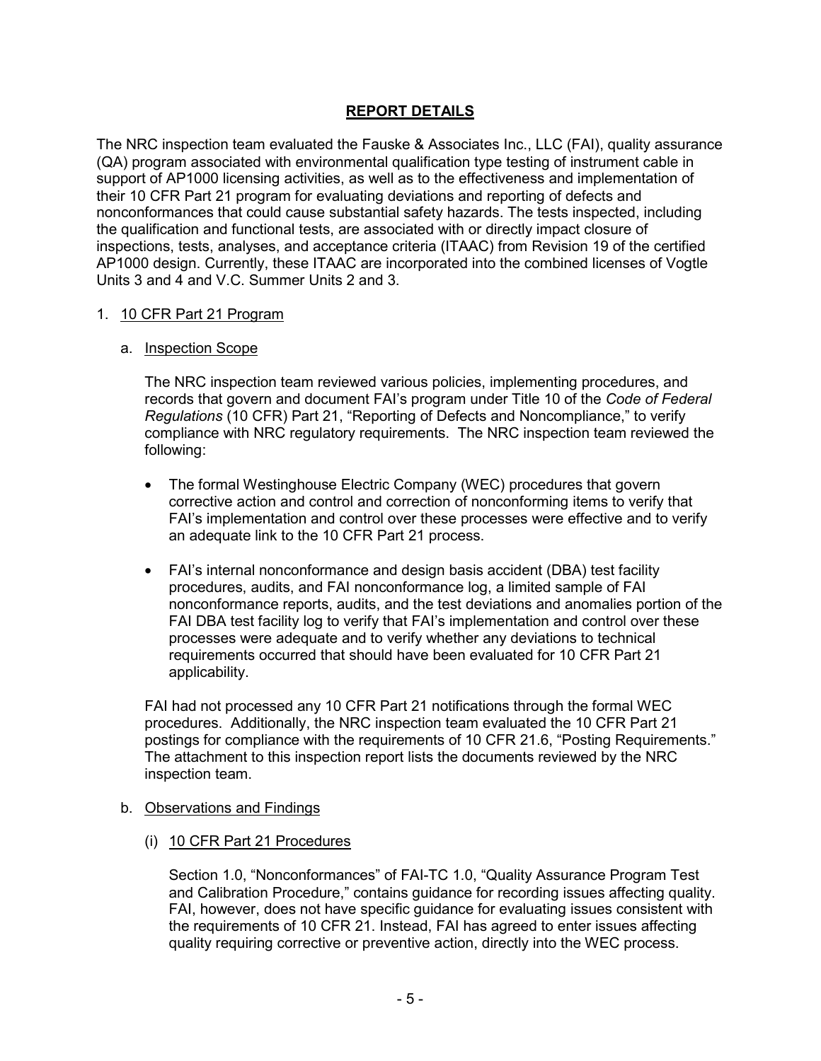## REPORT DETAILS

The NRC inspection team evaluated the Fauske & Associates Inc., LLC (FAI), quality assurance (QA) program associated with environmental qualification type testing of instrument cable in support of AP1000 licensing activities, as well as to the effectiveness and implementation of their 10 CFR Part 21 program for evaluating deviations and reporting of defects and nonconformances that could cause substantial safety hazards. The tests inspected, including the qualification and functional tests, are associated with or directly impact closure of inspections, tests, analyses, and acceptance criteria (ITAAC) from Revision 19 of the certified AP1000 design. Currently, these ITAAC are incorporated into the combined licenses of Vogtle Units 3 and 4 and V.C. Summer Units 2 and 3.

1. 10 CFR Part 21 Program

   a. Inspection Scope

   The NRC inspection team reviewed various policies, implementing procedures, and records that govern and document FAI's program under Title 10 of the *Code of Federal Regulations* (10 CFR) Part 21, "Reporting of Defects and Noncompliance," to verify compliance with NRC regulatory requirements. The NRC inspection team reviewed the following:

   - The formal Westinghouse Electric Company (WEC) procedures that govern corrective action and control and correction of nonconforming items to verify that FAI's implementation and control over these processes were effective and to verify an adequate link to the 10 CFR Part 21 process.
   - FAI's internal nonconformance and design basis accident (DBA) test facility procedures, audits, and FAI nonconformance log, a limited sample of FAI nonconformance reports, audits, and the test deviations and anomalies portion of the FAI DBA test facility log to verify that FAI's implementation and control over these processes were adequate and to verify whether any deviations to technical requirements occurred that should have been evaluated for 10 CFR Part 21 applicability.

   FAI had not processed any 10 CFR Part 21 notifications through the formal WEC procedures. Additionally, the NRC inspection team evaluated the 10 CFR Part 21 postings for compliance with the requirements of 10 CFR 21.6, "Posting Requirements." The attachment to this inspection report lists the documents reviewed by the NRC inspection team.

   b. Observations and Findings

   (i) 10 CFR Part 21 Procedures

   Section 1.0, "Nonconformances" of FAI-TC 1.0, "Quality Assurance Program Test and Calibration Procedure," contains guidance for recording issues affecting quality. FAI, however, does not have specific guidance for evaluating issues consistent with the requirements of 10 CFR 21. Instead, FAI has agreed to enter issues affecting quality requiring corrective or preventive action, directly into the WEC process.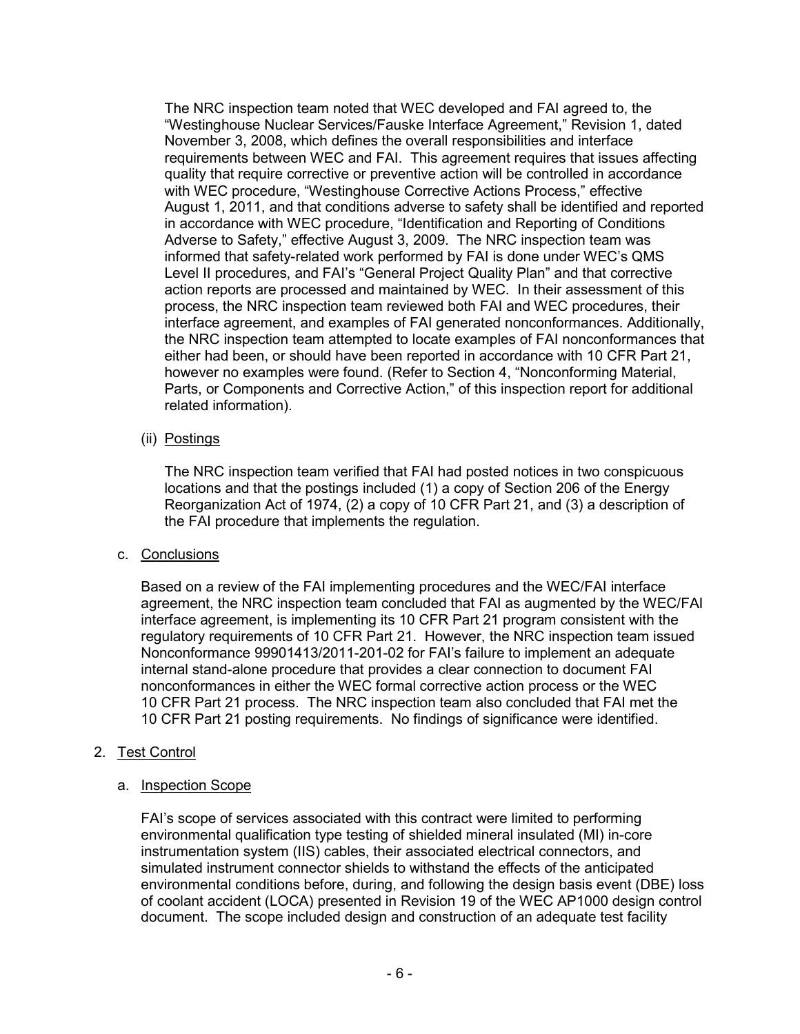The NRC inspection team noted that WEC developed and FAI agreed to, the "Westinghouse Nuclear Services/Fauske Interface Agreement," Revision 1, dated November 3, 2008, which defines the overall responsibilities and interface requirements between WEC and FAI. This agreement requires that issues affecting quality that require corrective or preventive action will be controlled in accordance with WEC procedure, "Westinghouse Corrective Actions Process," effective August 1, 2011, and that conditions adverse to safety shall be identified and reported in accordance with WEC procedure, "Identification and Reporting of Conditions Adverse to Safety," effective August 3, 2009. The NRC inspection team was informed that safety-related work performed by FAI is done under WEC's QMS Level II procedures, and FAI's "General Project Quality Plan" and that corrective action reports are processed and maintained by WEC. In their assessment of this process, the NRC inspection team reviewed both FAI and WEC procedures, their interface agreement, and examples of FAI generated nonconformances. Additionally, the NRC inspection team attempted to locate examples of FAI nonconformances that either had been, or should have been reported in accordance with 10 CFR Part 21, however no examples were found. (Refer to Section 4, "Nonconforming Material, Parts, or Components and Corrective Action," of this inspection report for additional related information).

(ii) Postings

The NRC inspection team verified that FAI had posted notices in two conspicuous locations and that the postings included (1) a copy of Section 206 of the Energy Reorganization Act of 1974, (2) a copy of 10 CFR Part 21, and (3) a description of the FAI procedure that implements the regulation.

c. Conclusions

Based on a review of the FAI implementing procedures and the WEC/FAI interface agreement, the NRC inspection team concluded that FAI as augmented by the WEC/FAI interface agreement, is implementing its 10 CFR Part 21 program consistent with the regulatory requirements of 10 CFR Part 21. However, the NRC inspection team issued Nonconformance 99901413/2011-201-02 for FAI's failure to implement an adequate internal stand-alone procedure that provides a clear connection to document FAI nonconformances in either the WEC formal corrective action process or the WEC 10 CFR Part 21 process. The NRC inspection team also concluded that FAI met the 10 CFR Part 21 posting requirements. No findings of significance were identified.

2. Test Control

a. Inspection Scope

FAI's scope of services associated with this contract were limited to performing environmental qualification type testing of shielded mineral insulated (MI) in-core instrumentation system (IIS) cables, their associated electrical connectors, and simulated instrument connector shields to withstand the effects of the anticipated environmental conditions before, during, and following the design basis event (DBE) loss of coolant accident (LOCA) presented in Revision 19 of the WEC AP1000 design control document. The scope included design and construction of an adequate test facility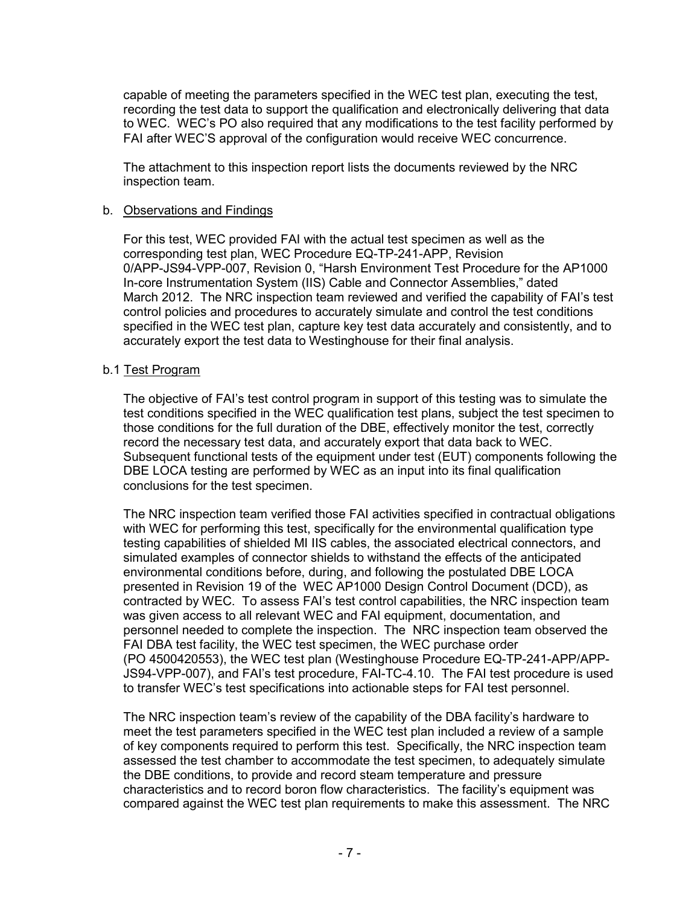capable of meeting the parameters specified in the WEC test plan, executing the test, recording the test data to support the qualification and electronically delivering that data to WEC. WEC's PO also required that any modifications to the test facility performed by FAI after WEC'S approval of the configuration would receive WEC concurrence.

The attachment to this inspection report lists the documents reviewed by the NRC inspection team.

b. Observations and Findings

For this test, WEC provided FAI with the actual test specimen as well as the corresponding test plan, WEC Procedure EQ-TP-241-APP, Revision 0/APP-JS94-VPP-007, Revision 0, "Harsh Environment Test Procedure for the AP1000 In-core Instrumentation System (IIS) Cable and Connector Assemblies," dated March 2012. The NRC inspection team reviewed and verified the capability of FAI's test control policies and procedures to accurately simulate and control the test conditions specified in the WEC test plan, capture key test data accurately and consistently, and to accurately export the test data to Westinghouse for their final analysis.

b.1 Test Program

The objective of FAI's test control program in support of this testing was to simulate the test conditions specified in the WEC qualification test plans, subject the test specimen to those conditions for the full duration of the DBE, effectively monitor the test, correctly record the necessary test data, and accurately export that data back to WEC. Subsequent functional tests of the equipment under test (EUT) components following the DBE LOCA testing are performed by WEC as an input into its final qualification conclusions for the test specimen.

The NRC inspection team verified those FAI activities specified in contractual obligations with WEC for performing this test, specifically for the environmental qualification type testing capabilities of shielded MI IIS cables, the associated electrical connectors, and simulated examples of connector shields to withstand the effects of the anticipated environmental conditions before, during, and following the postulated DBE LOCA presented in Revision 19 of the WEC AP1000 Design Control Document (DCD), as contracted by WEC. To assess FAI's test control capabilities, the NRC inspection team was given access to all relevant WEC and FAI equipment, documentation, and personnel needed to complete the inspection. The NRC inspection team observed the FAI DBA test facility, the WEC test specimen, the WEC purchase order (PO 4500420553), the WEC test plan (Westinghouse Procedure EQ-TP-241-APP/APP-JS94-VPP-007), and FAI's test procedure, FAI-TC-4.10. The FAI test procedure is used to transfer WEC's test specifications into actionable steps for FAI test personnel.

The NRC inspection team's review of the capability of the DBA facility's hardware to meet the test parameters specified in the WEC test plan included a review of a sample of key components required to perform this test. Specifically, the NRC inspection team assessed the test chamber to accommodate the test specimen, to adequately simulate the DBE conditions, to provide and record steam temperature and pressure characteristics and to record boron flow characteristics. The facility's equipment was compared against the WEC test plan requirements to make this assessment. The NRC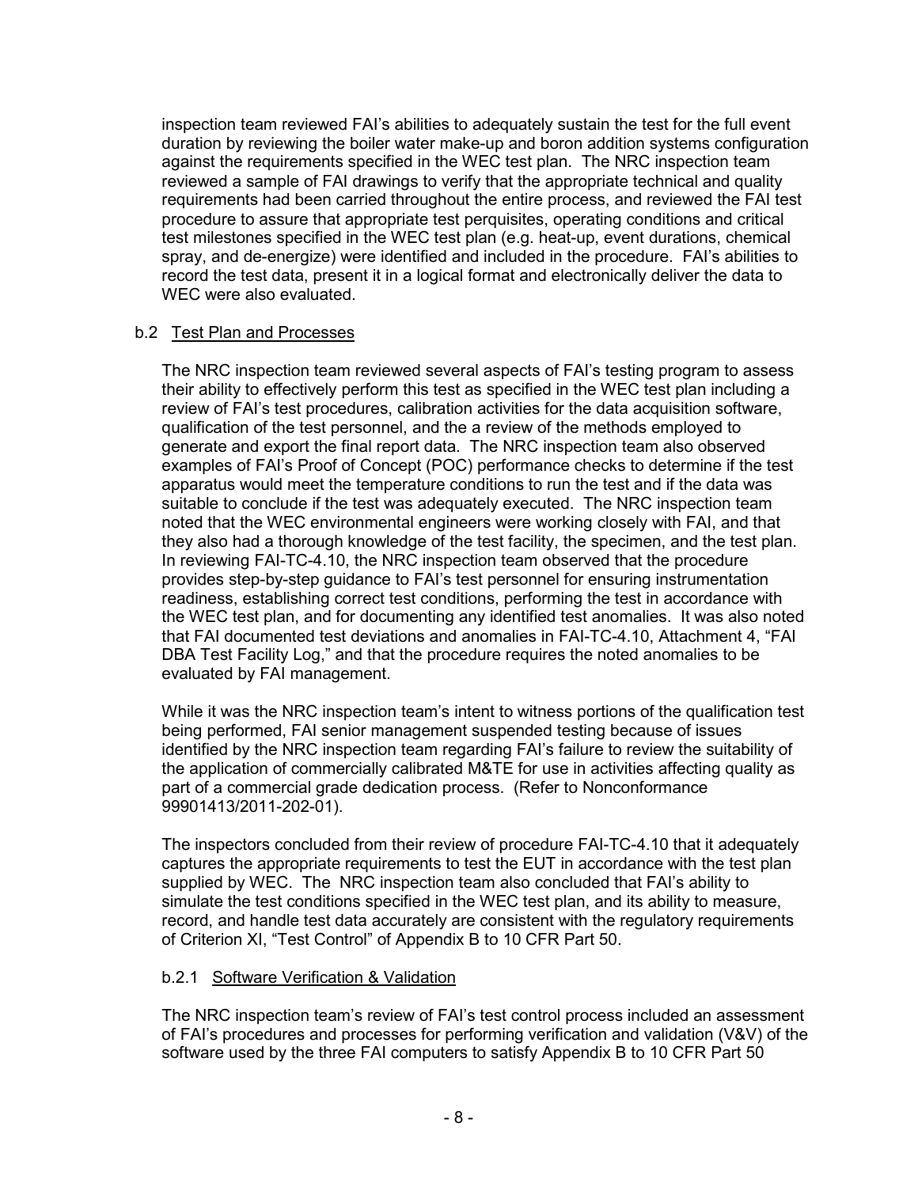inspection team reviewed FAI's abilities to adequately sustain the test for the full event duration by reviewing the boiler water make-up and boron addition systems configuration against the requirements specified in the WEC test plan. The NRC inspection team reviewed a sample of FAI drawings to verify that the appropriate technical and quality requirements had been carried throughout the entire process, and reviewed the FAI test procedure to assure that appropriate test perquisites, operating conditions and critical test milestones specified in the WEC test plan (e.g. heat-up, event durations, chemical spray, and de-energize) were identified and included in the procedure. FAI's abilities to record the test data, present it in a logical format and electronically deliver the data to WEC were also evaluated.

### b.2 Test Plan and Processes

The NRC inspection team reviewed several aspects of FAI's testing program to assess their ability to effectively perform this test as specified in the WEC test plan including a review of FAI's test procedures, calibration activities for the data acquisition software, qualification of the test personnel, and the a review of the methods employed to generate and export the final report data. The NRC inspection team also observed examples of FAI's Proof of Concept (POC) performance checks to determine if the test apparatus would meet the temperature conditions to run the test and if the data was suitable to conclude if the test was adequately executed. The NRC inspection team noted that the WEC environmental engineers were working closely with FAI, and that they also had a thorough knowledge of the test facility, the specimen, and the test plan. In reviewing FAI-TC-4.10, the NRC inspection team observed that the procedure provides step-by-step guidance to FAI's test personnel for ensuring instrumentation readiness, establishing correct test conditions, performing the test in accordance with the WEC test plan, and for documenting any identified test anomalies. It was also noted that FAI documented test deviations and anomalies in FAI-TC-4.10, Attachment 4, "FAI DBA Test Facility Log," and that the procedure requires the noted anomalies to be evaluated by FAI management.

While it was the NRC inspection team's intent to witness portions of the qualification test being performed, FAI senior management suspended testing because of issues identified by the NRC inspection team regarding FAI's failure to review the suitability of the application of commercially calibrated M&TE for use in activities affecting quality as part of a commercial grade dedication process. (Refer to Nonconformance 99901413/2011-202-01).

The inspectors concluded from their review of procedure FAI-TC-4.10 that it adequately captures the appropriate requirements to test the EUT in accordance with the test plan supplied by WEC. The NRC inspection team also concluded that FAI's ability to simulate the test conditions specified in the WEC test plan, and its ability to measure, record, and handle test data accurately are consistent with the regulatory requirements of Criterion XI, "Test Control" of Appendix B to 10 CFR Part 50.

#### b.2.1 Software Verification & Validation

The NRC inspection team's review of FAI's test control process included an assessment of FAI's procedures and processes for performing verification and validation (V&V) of the software used by the three FAI computers to satisfy Appendix B to 10 CFR Part 50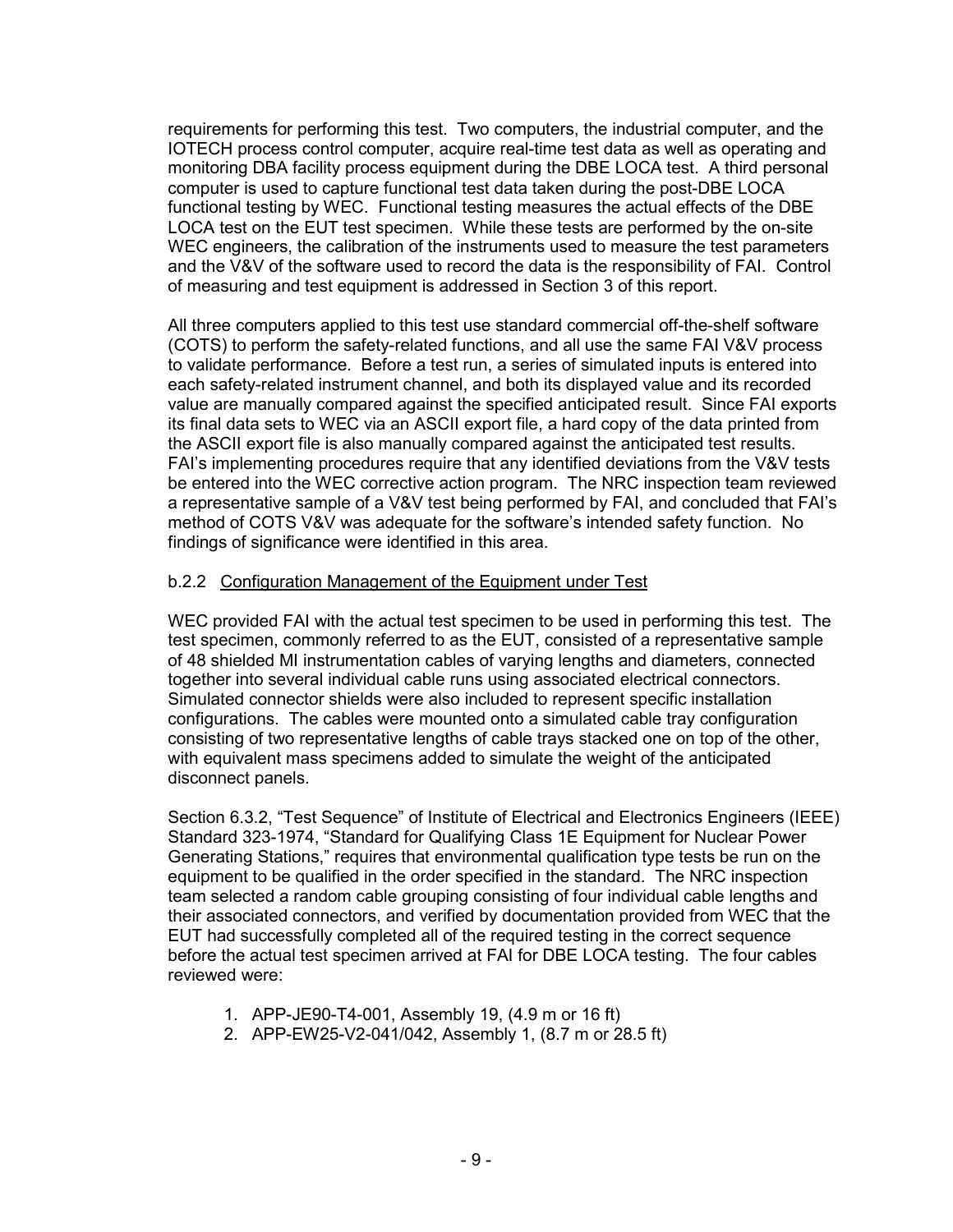requirements for performing this test. Two computers, the industrial computer, and the IOTECH process control computer, acquire real-time test data as well as operating and monitoring DBA facility process equipment during the DBE LOCA test. A third personal computer is used to capture functional test data taken during the post-DBE LOCA functional testing by WEC. Functional testing measures the actual effects of the DBE LOCA test on the EUT test specimen. While these tests are performed by the on-site WEC engineers, the calibration of the instruments used to measure the test parameters and the V&V of the software used to record the data is the responsibility of FAI. Control of measuring and test equipment is addressed in Section 3 of this report.

All three computers applied to this test use standard commercial off-the-shelf software (COTS) to perform the safety-related functions, and all use the same FAI V&V process to validate performance. Before a test run, a series of simulated inputs is entered into each safety-related instrument channel, and both its displayed value and its recorded value are manually compared against the specified anticipated result. Since FAI exports its final data sets to WEC via an ASCII export file, a hard copy of the data printed from the ASCII export file is also manually compared against the anticipated test results. FAI's implementing procedures require that any identified deviations from the V&V tests be entered into the WEC corrective action program. The NRC inspection team reviewed a representative sample of a V&V test being performed by FAI, and concluded that FAI's method of COTS V&V was adequate for the software's intended safety function. No findings of significance were identified in this area.

b.2.2 Configuration Management of the Equipment under Test

WEC provided FAI with the actual test specimen to be used in performing this test. The test specimen, commonly referred to as the EUT, consisted of a representative sample of 48 shielded MI instrumentation cables of varying lengths and diameters, connected together into several individual cable runs using associated electrical connectors. Simulated connector shields were also included to represent specific installation configurations. The cables were mounted onto a simulated cable tray configuration consisting of two representative lengths of cable trays stacked one on top of the other, with equivalent mass specimens added to simulate the weight of the anticipated disconnect panels.

Section 6.3.2, "Test Sequence" of Institute of Electrical and Electronics Engineers (IEEE) Standard 323-1974, "Standard for Qualifying Class 1E Equipment for Nuclear Power Generating Stations," requires that environmental qualification type tests be run on the equipment to be qualified in the order specified in the standard. The NRC inspection team selected a random cable grouping consisting of four individual cable lengths and their associated connectors, and verified by documentation provided from WEC that the EUT had successfully completed all of the required testing in the correct sequence before the actual test specimen arrived at FAI for DBE LOCA testing. The four cables reviewed were:

1. APP-JE90-T4-001, Assembly 19, (4.9 m or 16 ft)
2. APP-EW25-V2-041/042, Assembly 1, (8.7 m or 28.5 ft)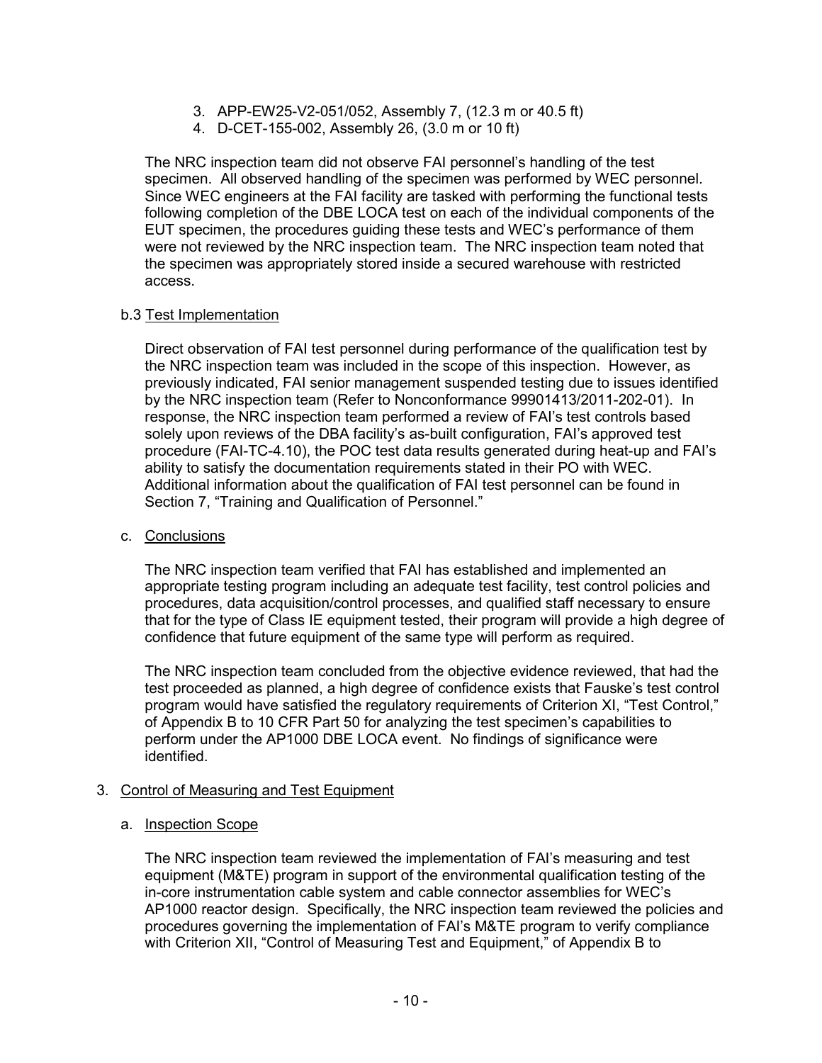3. APP-EW25-V2-051/052, Assembly 7, (12.3 m or 40.5 ft)
4. D-CET-155-002, Assembly 26, (3.0 m or 10 ft)

The NRC inspection team did not observe FAI personnel's handling of the test specimen. All observed handling of the specimen was performed by WEC personnel. Since WEC engineers at the FAI facility are tasked with performing the functional tests following completion of the DBE LOCA test on each of the individual components of the EUT specimen, the procedures guiding these tests and WEC's performance of them were not reviewed by the NRC inspection team. The NRC inspection team noted that the specimen was appropriately stored inside a secured warehouse with restricted access.

b.3 Test Implementation

Direct observation of FAI test personnel during performance of the qualification test by the NRC inspection team was included in the scope of this inspection. However, as previously indicated, FAI senior management suspended testing due to issues identified by the NRC inspection team (Refer to Nonconformance 99901413/2011-202-01). In response, the NRC inspection team performed a review of FAI's test controls based solely upon reviews of the DBA facility's as-built configuration, FAI's approved test procedure (FAI-TC-4.10), the POC test data results generated during heat-up and FAI's ability to satisfy the documentation requirements stated in their PO with WEC. Additional information about the qualification of FAI test personnel can be found in Section 7, "Training and Qualification of Personnel."

c. Conclusions

The NRC inspection team verified that FAI has established and implemented an appropriate testing program including an adequate test facility, test control policies and procedures, data acquisition/control processes, and qualified staff necessary to ensure that for the type of Class IE equipment tested, their program will provide a high degree of confidence that future equipment of the same type will perform as required.

The NRC inspection team concluded from the objective evidence reviewed, that had the test proceeded as planned, a high degree of confidence exists that Fauske's test control program would have satisfied the regulatory requirements of Criterion XI, "Test Control," of Appendix B to 10 CFR Part 50 for analyzing the test specimen's capabilities to perform under the AP1000 DBE LOCA event. No findings of significance were identified.

3. Control of Measuring and Test Equipment

a. Inspection Scope

The NRC inspection team reviewed the implementation of FAI's measuring and test equipment (M&TE) program in support of the environmental qualification testing of the in-core instrumentation cable system and cable connector assemblies for WEC's AP1000 reactor design. Specifically, the NRC inspection team reviewed the policies and procedures governing the implementation of FAI's M&TE program to verify compliance with Criterion XII, "Control of Measuring Test and Equipment," of Appendix B to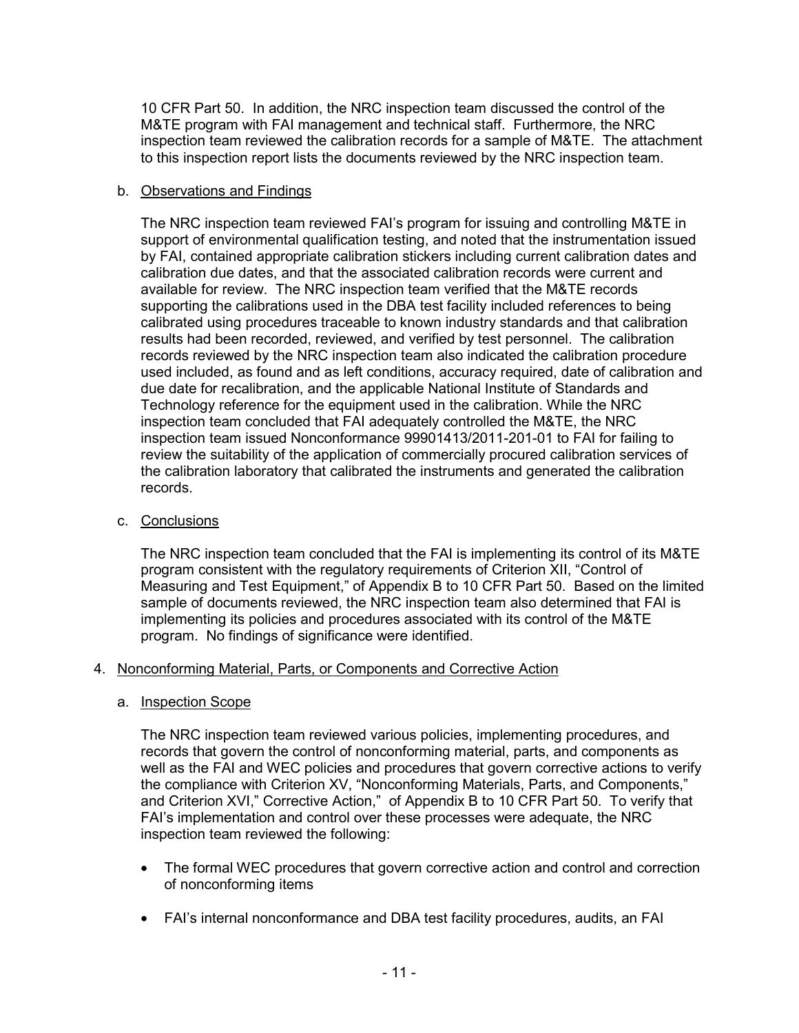10 CFR Part 50. In addition, the NRC inspection team discussed the control of the M&TE program with FAI management and technical staff. Furthermore, the NRC inspection team reviewed the calibration records for a sample of M&TE. The attachment to this inspection report lists the documents reviewed by the NRC inspection team.

b. Observations and Findings

The NRC inspection team reviewed FAI's program for issuing and controlling M&TE in support of environmental qualification testing, and noted that the instrumentation issued by FAI, contained appropriate calibration stickers including current calibration dates and calibration due dates, and that the associated calibration records were current and available for review. The NRC inspection team verified that the M&TE records supporting the calibrations used in the DBA test facility included references to being calibrated using procedures traceable to known industry standards and that calibration results had been recorded, reviewed, and verified by test personnel. The calibration records reviewed by the NRC inspection team also indicated the calibration procedure used included, as found and as left conditions, accuracy required, date of calibration and due date for recalibration, and the applicable National Institute of Standards and Technology reference for the equipment used in the calibration. While the NRC inspection team concluded that FAI adequately controlled the M&TE, the NRC inspection team issued Nonconformance 99901413/2011-201-01 to FAI for failing to review the suitability of the application of commercially procured calibration services of the calibration laboratory that calibrated the instruments and generated the calibration records.

c. Conclusions

The NRC inspection team concluded that the FAI is implementing its control of its M&TE program consistent with the regulatory requirements of Criterion XII, "Control of Measuring and Test Equipment," of Appendix B to 10 CFR Part 50. Based on the limited sample of documents reviewed, the NRC inspection team also determined that FAI is implementing its policies and procedures associated with its control of the M&TE program. No findings of significance were identified.

4. Nonconforming Material, Parts, or Components and Corrective Action

a. Inspection Scope

The NRC inspection team reviewed various policies, implementing procedures, and records that govern the control of nonconforming material, parts, and components as well as the FAI and WEC policies and procedures that govern corrective actions to verify the compliance with Criterion XV, "Nonconforming Materials, Parts, and Components," and Criterion XVI," Corrective Action," of Appendix B to 10 CFR Part 50. To verify that FAI's implementation and control over these processes were adequate, the NRC inspection team reviewed the following:

- The formal WEC procedures that govern corrective action and control and correction of nonconforming items
- FAI's internal nonconformance and DBA test facility procedures, audits, an FAI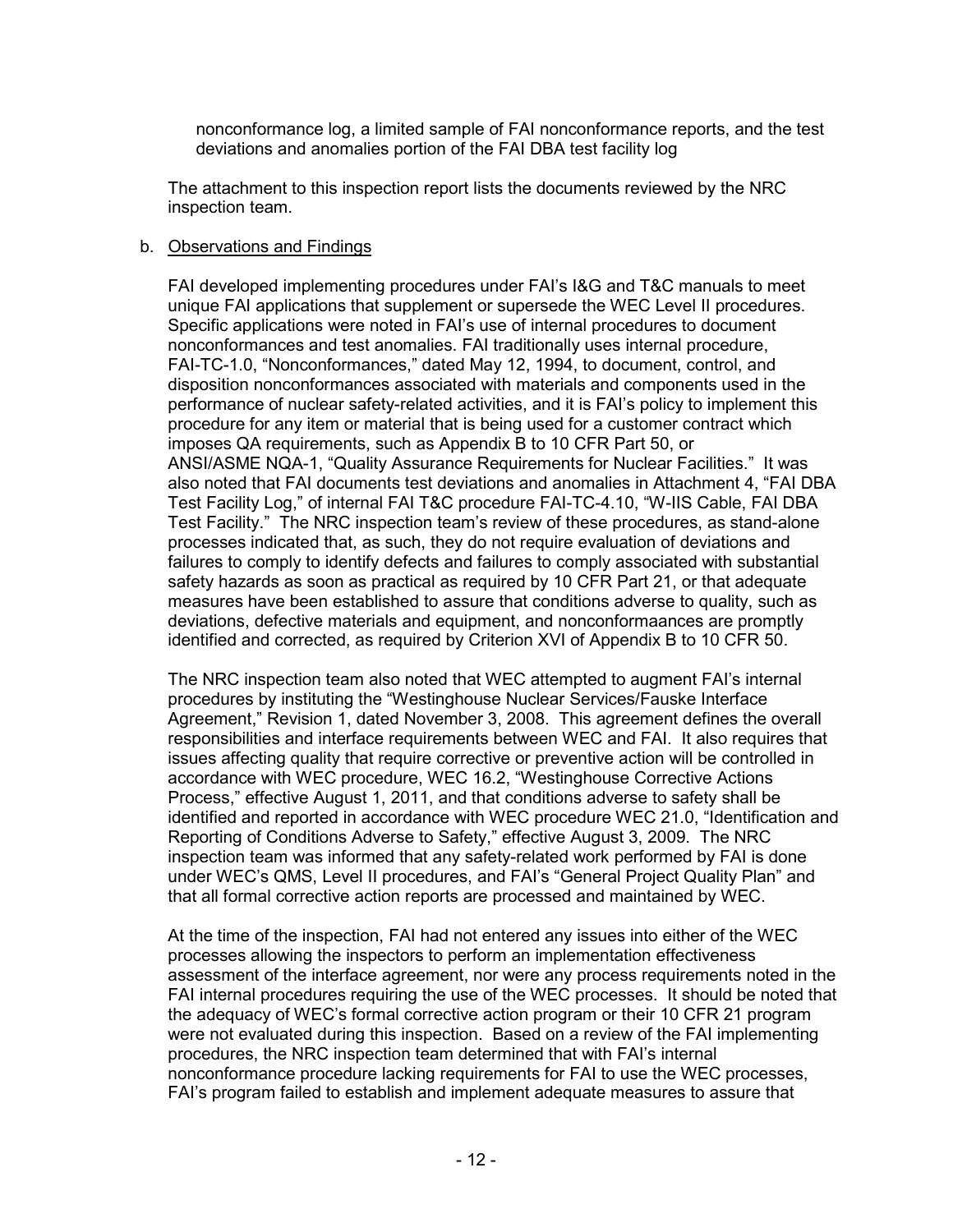nonconformance log, a limited sample of FAI nonconformance reports, and the test deviations and anomalies portion of the FAI DBA test facility log

The attachment to this inspection report lists the documents reviewed by the NRC inspection team.

b. Observations and Findings

FAI developed implementing procedures under FAI's I&G and T&C manuals to meet unique FAI applications that supplement or supersede the WEC Level II procedures. Specific applications were noted in FAI's use of internal procedures to document nonconformances and test anomalies. FAI traditionally uses internal procedure, FAI-TC-1.0, "Nonconformances," dated May 12, 1994, to document, control, and disposition nonconformances associated with materials and components used in the performance of nuclear safety-related activities, and it is FAI's policy to implement this procedure for any item or material that is being used for a customer contract which imposes QA requirements, such as Appendix B to 10 CFR Part 50, or ANSI/ASME NQA-1, "Quality Assurance Requirements for Nuclear Facilities." It was also noted that FAI documents test deviations and anomalies in Attachment 4, "FAI DBA Test Facility Log," of internal FAI T&C procedure FAI-TC-4.10, "W-IIS Cable, FAI DBA Test Facility." The NRC inspection team's review of these procedures, as stand-alone processes indicated that, as such, they do not require evaluation of deviations and failures to comply to identify defects and failures to comply associated with substantial safety hazards as soon as practical as required by 10 CFR Part 21, or that adequate measures have been established to assure that conditions adverse to quality, such as deviations, defective materials and equipment, and nonconformaances are promptly identified and corrected, as required by Criterion XVI of Appendix B to 10 CFR 50.

The NRC inspection team also noted that WEC attempted to augment FAI's internal procedures by instituting the "Westinghouse Nuclear Services/Fauske Interface Agreement," Revision 1, dated November 3, 2008. This agreement defines the overall responsibilities and interface requirements between WEC and FAI. It also requires that issues affecting quality that require corrective or preventive action will be controlled in accordance with WEC procedure, WEC 16.2, "Westinghouse Corrective Actions Process," effective August 1, 2011, and that conditions adverse to safety shall be identified and reported in accordance with WEC procedure WEC 21.0, "Identification and Reporting of Conditions Adverse to Safety," effective August 3, 2009. The NRC inspection team was informed that any safety-related work performed by FAI is done under WEC's QMS, Level II procedures, and FAI's "General Project Quality Plan" and that all formal corrective action reports are processed and maintained by WEC.

At the time of the inspection, FAI had not entered any issues into either of the WEC processes allowing the inspectors to perform an implementation effectiveness assessment of the interface agreement, nor were any process requirements noted in the FAI internal procedures requiring the use of the WEC processes. It should be noted that the adequacy of WEC's formal corrective action program or their 10 CFR 21 program were not evaluated during this inspection. Based on a review of the FAI implementing procedures, the NRC inspection team determined that with FAI's internal nonconformance procedure lacking requirements for FAI to use the WEC processes, FAI's program failed to establish and implement adequate measures to assure that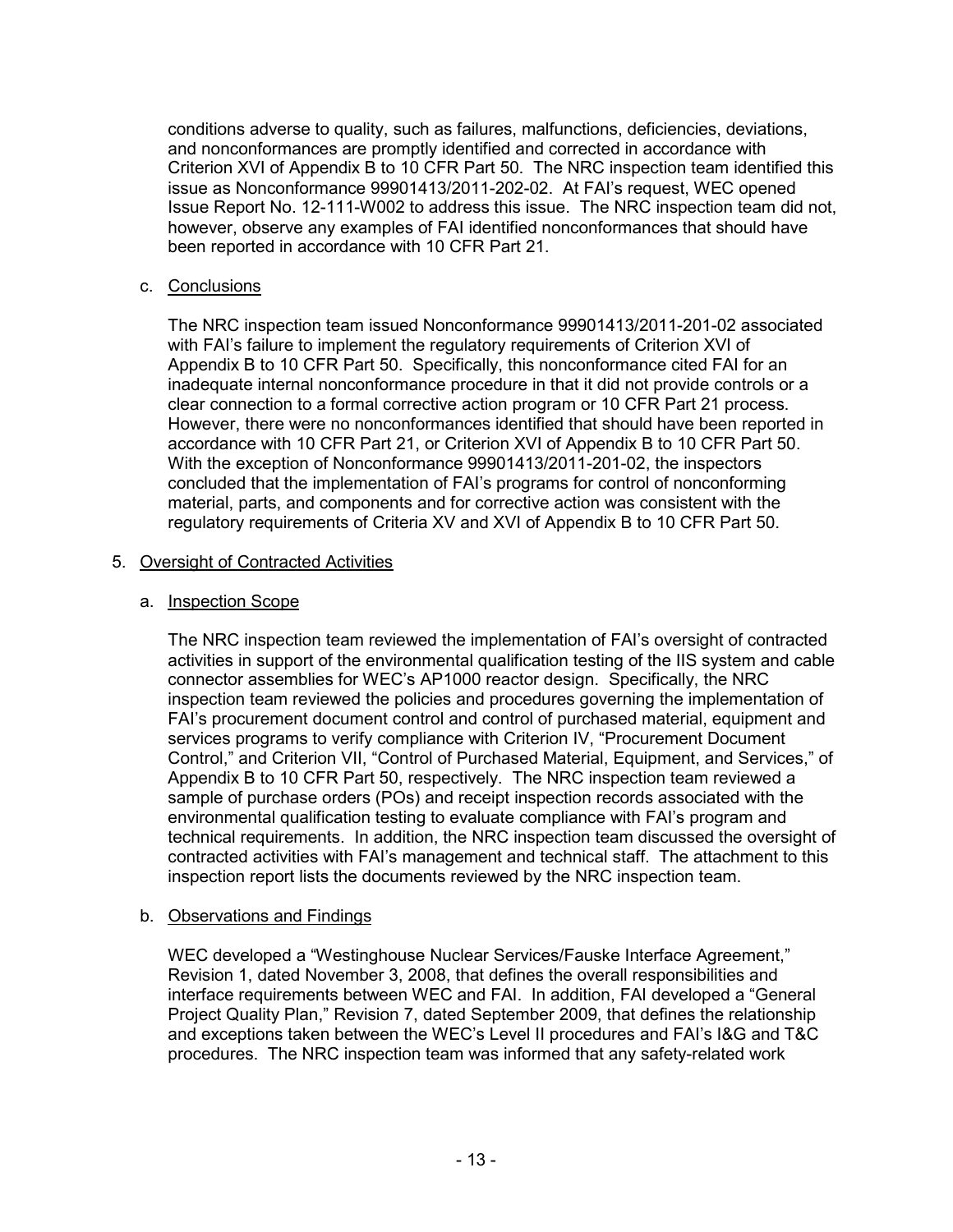conditions adverse to quality, such as failures, malfunctions, deficiencies, deviations, and nonconformances are promptly identified and corrected in accordance with Criterion XVI of Appendix B to 10 CFR Part 50. The NRC inspection team identified this issue as Nonconformance 99901413/2011-202-02. At FAI's request, WEC opened Issue Report No. 12-111-W002 to address this issue. The NRC inspection team did not, however, observe any examples of FAI identified nonconformances that should have been reported in accordance with 10 CFR Part 21.

c. Conclusions

The NRC inspection team issued Nonconformance 99901413/2011-201-02 associated with FAI's failure to implement the regulatory requirements of Criterion XVI of Appendix B to 10 CFR Part 50. Specifically, this nonconformance cited FAI for an inadequate internal nonconformance procedure in that it did not provide controls or a clear connection to a formal corrective action program or 10 CFR Part 21 process. However, there were no nonconformances identified that should have been reported in accordance with 10 CFR Part 21, or Criterion XVI of Appendix B to 10 CFR Part 50. With the exception of Nonconformance 99901413/2011-201-02, the inspectors concluded that the implementation of FAI's programs for control of nonconforming material, parts, and components and for corrective action was consistent with the regulatory requirements of Criteria XV and XVI of Appendix B to 10 CFR Part 50.

5. Oversight of Contracted Activities

a. Inspection Scope

The NRC inspection team reviewed the implementation of FAI's oversight of contracted activities in support of the environmental qualification testing of the IIS system and cable connector assemblies for WEC's AP1000 reactor design. Specifically, the NRC inspection team reviewed the policies and procedures governing the implementation of FAI's procurement document control and control of purchased material, equipment and services programs to verify compliance with Criterion IV, "Procurement Document Control," and Criterion VII, "Control of Purchased Material, Equipment, and Services," of Appendix B to 10 CFR Part 50, respectively. The NRC inspection team reviewed a sample of purchase orders (POs) and receipt inspection records associated with the environmental qualification testing to evaluate compliance with FAI's program and technical requirements. In addition, the NRC inspection team discussed the oversight of contracted activities with FAI's management and technical staff. The attachment to this inspection report lists the documents reviewed by the NRC inspection team.

b. Observations and Findings

WEC developed a "Westinghouse Nuclear Services/Fauske Interface Agreement," Revision 1, dated November 3, 2008, that defines the overall responsibilities and interface requirements between WEC and FAI. In addition, FAI developed a "General Project Quality Plan," Revision 7, dated September 2009, that defines the relationship and exceptions taken between the WEC's Level II procedures and FAI's I&G and T&C procedures. The NRC inspection team was informed that any safety-related work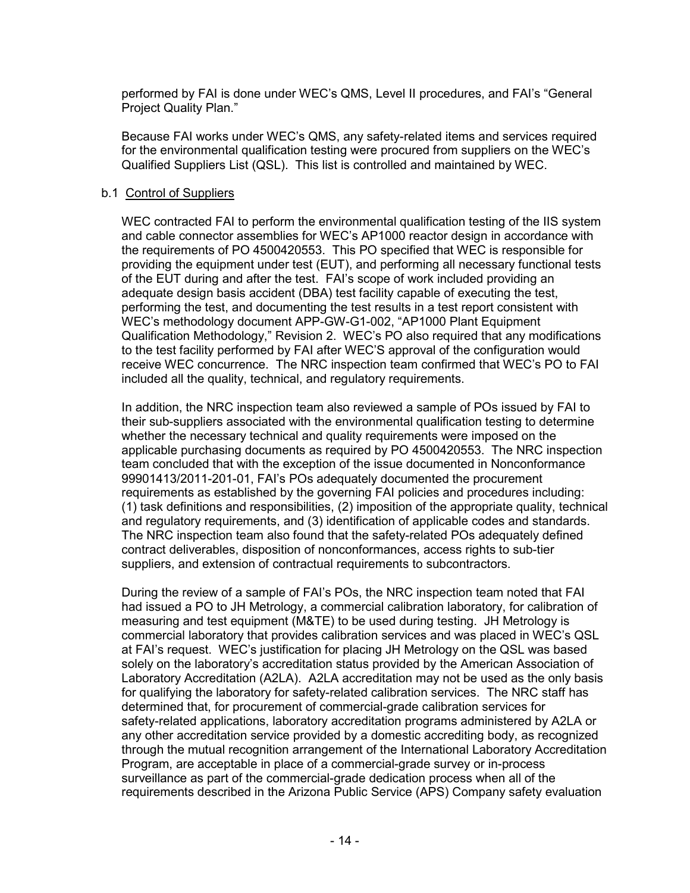performed by FAI is done under WEC's QMS, Level II procedures, and FAI's "General Project Quality Plan."

Because FAI works under WEC's QMS, any safety-related items and services required for the environmental qualification testing were procured from suppliers on the WEC's Qualified Suppliers List (QSL). This list is controlled and maintained by WEC.

b.1 Control of Suppliers

WEC contracted FAI to perform the environmental qualification testing of the IIS system and cable connector assemblies for WEC's AP1000 reactor design in accordance with the requirements of PO 4500420553. This PO specified that WEC is responsible for providing the equipment under test (EUT), and performing all necessary functional tests of the EUT during and after the test. FAI's scope of work included providing an adequate design basis accident (DBA) test facility capable of executing the test, performing the test, and documenting the test results in a test report consistent with WEC's methodology document APP-GW-G1-002, "AP1000 Plant Equipment Qualification Methodology," Revision 2. WEC's PO also required that any modifications to the test facility performed by FAI after WEC'S approval of the configuration would receive WEC concurrence. The NRC inspection team confirmed that WEC's PO to FAI included all the quality, technical, and regulatory requirements.

In addition, the NRC inspection team also reviewed a sample of POs issued by FAI to their sub-suppliers associated with the environmental qualification testing to determine whether the necessary technical and quality requirements were imposed on the applicable purchasing documents as required by PO 4500420553. The NRC inspection team concluded that with the exception of the issue documented in Nonconformance 99901413/2011-201-01, FAI's POs adequately documented the procurement requirements as established by the governing FAI policies and procedures including: (1) task definitions and responsibilities, (2) imposition of the appropriate quality, technical and regulatory requirements, and (3) identification of applicable codes and standards. The NRC inspection team also found that the safety-related POs adequately defined contract deliverables, disposition of nonconformances, access rights to sub-tier suppliers, and extension of contractual requirements to subcontractors.

During the review of a sample of FAI's POs, the NRC inspection team noted that FAI had issued a PO to JH Metrology, a commercial calibration laboratory, for calibration of measuring and test equipment (M&TE) to be used during testing. JH Metrology is commercial laboratory that provides calibration services and was placed in WEC's QSL at FAI's request. WEC's justification for placing JH Metrology on the QSL was based solely on the laboratory's accreditation status provided by the American Association of Laboratory Accreditation (A2LA). A2LA accreditation may not be used as the only basis for qualifying the laboratory for safety-related calibration services. The NRC staff has determined that, for procurement of commercial-grade calibration services for safety-related applications, laboratory accreditation programs administered by A2LA or any other accreditation service provided by a domestic accrediting body, as recognized through the mutual recognition arrangement of the International Laboratory Accreditation Program, are acceptable in place of a commercial-grade survey or in-process surveillance as part of the commercial-grade dedication process when all of the requirements described in the Arizona Public Service (APS) Company safety evaluation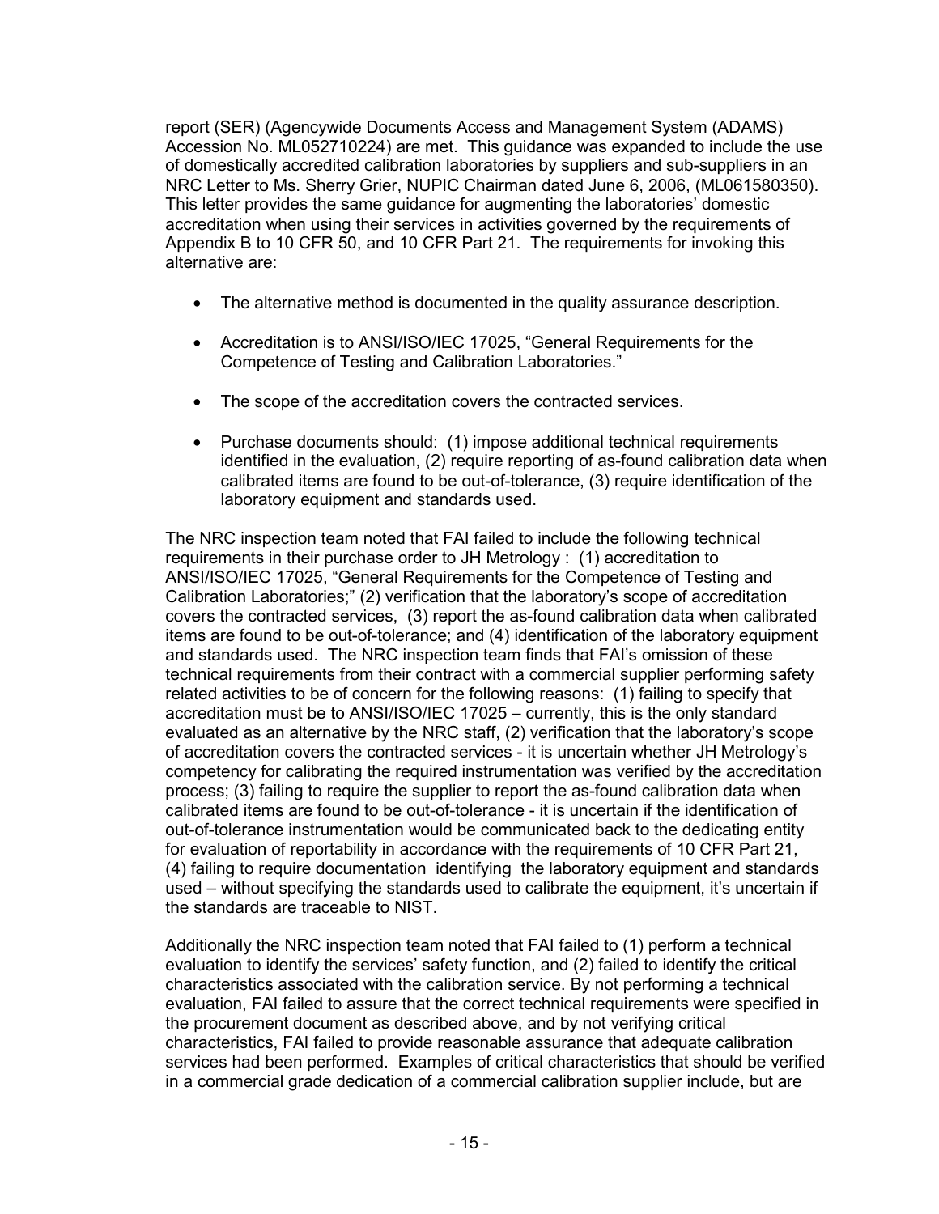report (SER) (Agencywide Documents Access and Management System (ADAMS) Accession No. ML052710224) are met. This guidance was expanded to include the use of domestically accredited calibration laboratories by suppliers and sub-suppliers in an NRC Letter to Ms. Sherry Grier, NUPIC Chairman dated June 6, 2006, (ML061580350). This letter provides the same guidance for augmenting the laboratories' domestic accreditation when using their services in activities governed by the requirements of Appendix B to 10 CFR 50, and 10 CFR Part 21. The requirements for invoking this alternative are:

- The alternative method is documented in the quality assurance description.
- Accreditation is to ANSI/ISO/IEC 17025, "General Requirements for the Competence of Testing and Calibration Laboratories."
- The scope of the accreditation covers the contracted services.
- Purchase documents should: (1) impose additional technical requirements identified in the evaluation, (2) require reporting of as-found calibration data when calibrated items are found to be out-of-tolerance, (3) require identification of the laboratory equipment and standards used.

The NRC inspection team noted that FAI failed to include the following technical requirements in their purchase order to JH Metrology : (1) accreditation to ANSI/ISO/IEC 17025, "General Requirements for the Competence of Testing and Calibration Laboratories;" (2) verification that the laboratory's scope of accreditation covers the contracted services, (3) report the as-found calibration data when calibrated items are found to be out-of-tolerance; and (4) identification of the laboratory equipment and standards used. The NRC inspection team finds that FAI's omission of these technical requirements from their contract with a commercial supplier performing safety related activities to be of concern for the following reasons: (1) failing to specify that accreditation must be to ANSI/ISO/IEC 17025 – currently, this is the only standard evaluated as an alternative by the NRC staff, (2) verification that the laboratory's scope of accreditation covers the contracted services - it is uncertain whether JH Metrology's competency for calibrating the required instrumentation was verified by the accreditation process; (3) failing to require the supplier to report the as-found calibration data when calibrated items are found to be out-of-tolerance - it is uncertain if the identification of out-of-tolerance instrumentation would be communicated back to the dedicating entity for evaluation of reportability in accordance with the requirements of 10 CFR Part 21, (4) failing to require documentation identifying the laboratory equipment and standards used – without specifying the standards used to calibrate the equipment, it's uncertain if the standards are traceable to NIST.

Additionally the NRC inspection team noted that FAI failed to (1) perform a technical evaluation to identify the services' safety function, and (2) failed to identify the critical characteristics associated with the calibration service. By not performing a technical evaluation, FAI failed to assure that the correct technical requirements were specified in the procurement document as described above, and by not verifying critical characteristics, FAI failed to provide reasonable assurance that adequate calibration services had been performed. Examples of critical characteristics that should be verified in a commercial grade dedication of a commercial calibration supplier include, but are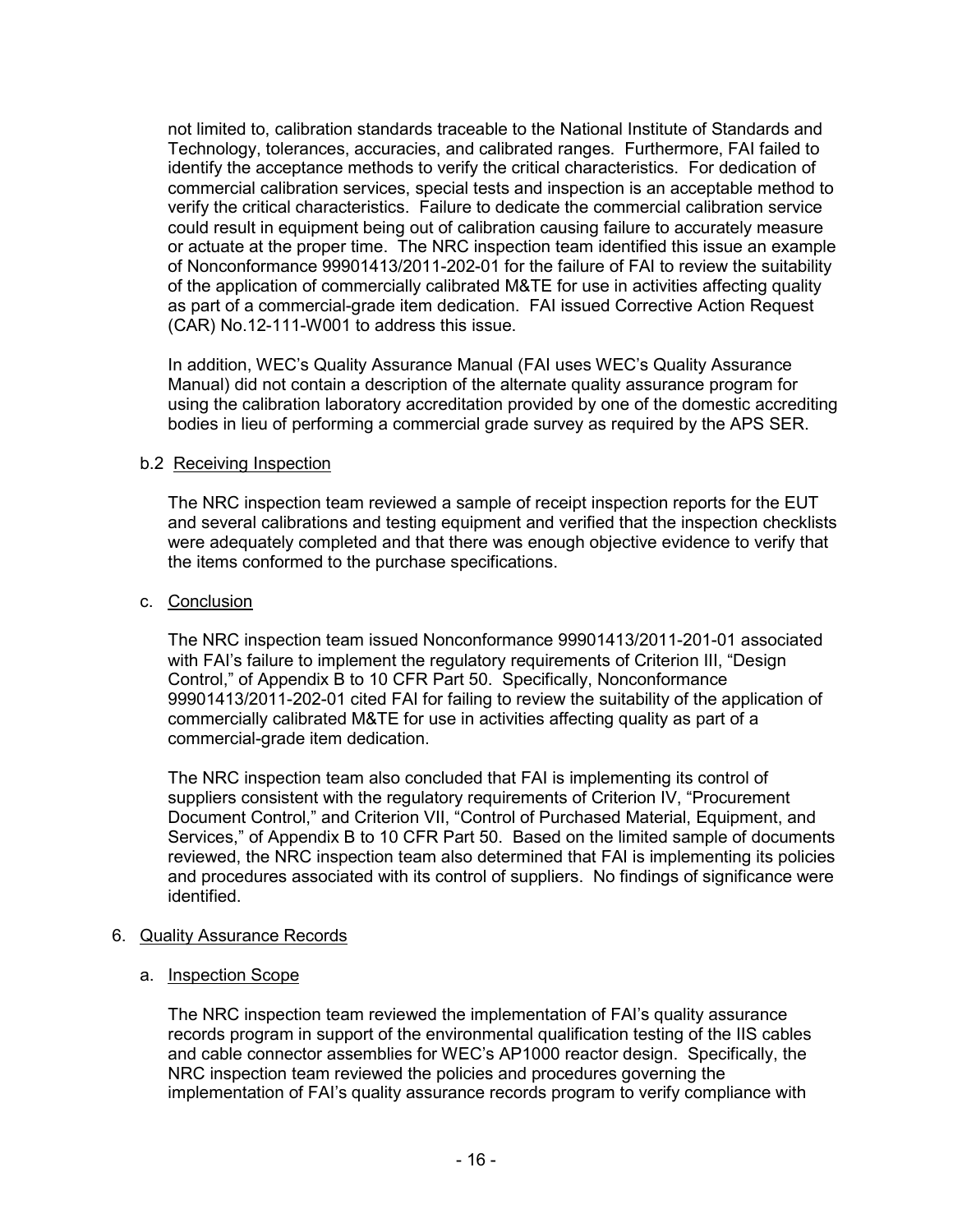not limited to, calibration standards traceable to the National Institute of Standards and Technology, tolerances, accuracies, and calibrated ranges. Furthermore, FAI failed to identify the acceptance methods to verify the critical characteristics. For dedication of commercial calibration services, special tests and inspection is an acceptable method to verify the critical characteristics. Failure to dedicate the commercial calibration service could result in equipment being out of calibration causing failure to accurately measure or actuate at the proper time. The NRC inspection team identified this issue an example of Nonconformance 99901413/2011-202-01 for the failure of FAI to review the suitability of the application of commercially calibrated M&TE for use in activities affecting quality as part of a commercial-grade item dedication. FAI issued Corrective Action Request (CAR) No.12-111-W001 to address this issue.

In addition, WEC's Quality Assurance Manual (FAI uses WEC's Quality Assurance Manual) did not contain a description of the alternate quality assurance program for using the calibration laboratory accreditation provided by one of the domestic accrediting bodies in lieu of performing a commercial grade survey as required by the APS SER.

b.2 Receiving Inspection

The NRC inspection team reviewed a sample of receipt inspection reports for the EUT and several calibrations and testing equipment and verified that the inspection checklists were adequately completed and that there was enough objective evidence to verify that the items conformed to the purchase specifications.

c. Conclusion

The NRC inspection team issued Nonconformance 99901413/2011-201-01 associated with FAI's failure to implement the regulatory requirements of Criterion III, "Design Control," of Appendix B to 10 CFR Part 50. Specifically, Nonconformance 99901413/2011-202-01 cited FAI for failing to review the suitability of the application of commercially calibrated M&TE for use in activities affecting quality as part of a commercial-grade item dedication.

The NRC inspection team also concluded that FAI is implementing its control of suppliers consistent with the regulatory requirements of Criterion IV, "Procurement Document Control," and Criterion VII, "Control of Purchased Material, Equipment, and Services," of Appendix B to 10 CFR Part 50. Based on the limited sample of documents reviewed, the NRC inspection team also determined that FAI is implementing its policies and procedures associated with its control of suppliers. No findings of significance were identified.

6. Quality Assurance Records

a. Inspection Scope

The NRC inspection team reviewed the implementation of FAI's quality assurance records program in support of the environmental qualification testing of the IIS cables and cable connector assemblies for WEC's AP1000 reactor design. Specifically, the NRC inspection team reviewed the policies and procedures governing the implementation of FAI's quality assurance records program to verify compliance with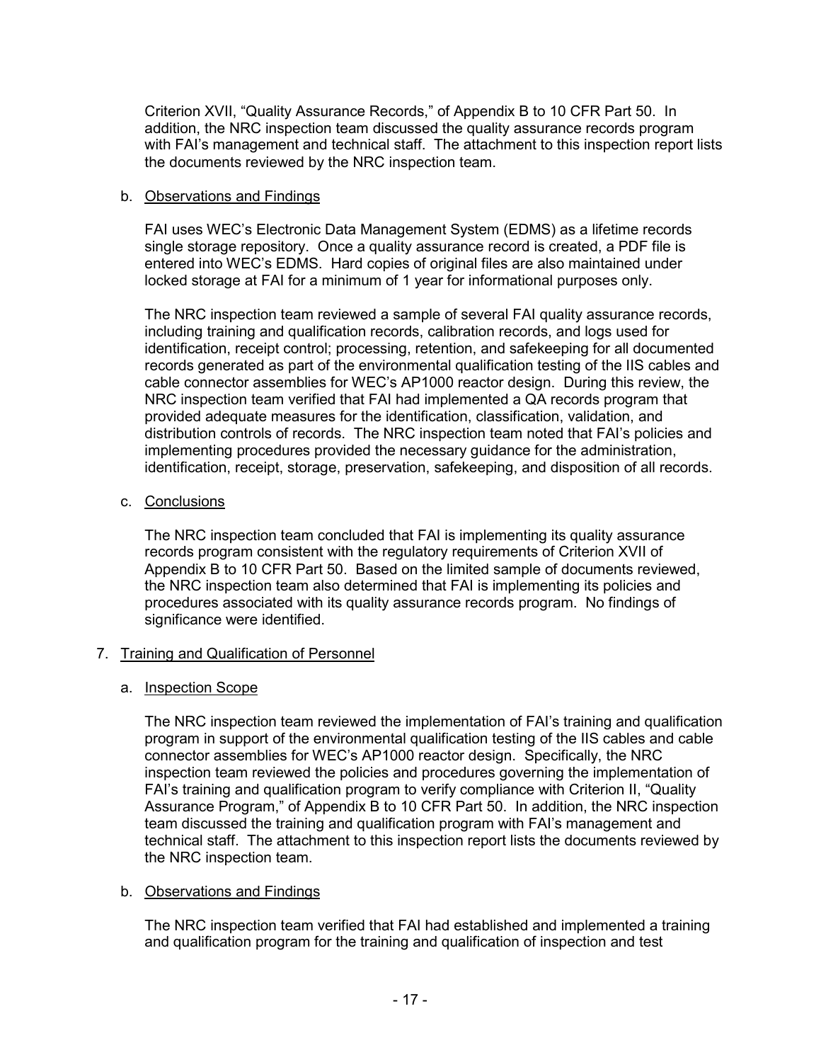Criterion XVII, "Quality Assurance Records," of Appendix B to 10 CFR Part 50. In addition, the NRC inspection team discussed the quality assurance records program with FAI's management and technical staff. The attachment to this inspection report lists the documents reviewed by the NRC inspection team.

b. Observations and Findings

FAI uses WEC's Electronic Data Management System (EDMS) as a lifetime records single storage repository. Once a quality assurance record is created, a PDF file is entered into WEC's EDMS. Hard copies of original files are also maintained under locked storage at FAI for a minimum of 1 year for informational purposes only.

The NRC inspection team reviewed a sample of several FAI quality assurance records, including training and qualification records, calibration records, and logs used for identification, receipt control; processing, retention, and safekeeping for all documented records generated as part of the environmental qualification testing of the IIS cables and cable connector assemblies for WEC's AP1000 reactor design. During this review, the NRC inspection team verified that FAI had implemented a QA records program that provided adequate measures for the identification, classification, validation, and distribution controls of records. The NRC inspection team noted that FAI's policies and implementing procedures provided the necessary guidance for the administration, identification, receipt, storage, preservation, safekeeping, and disposition of all records.

c. Conclusions

The NRC inspection team concluded that FAI is implementing its quality assurance records program consistent with the regulatory requirements of Criterion XVII of Appendix B to 10 CFR Part 50. Based on the limited sample of documents reviewed, the NRC inspection team also determined that FAI is implementing its policies and procedures associated with its quality assurance records program. No findings of significance were identified.

7. Training and Qualification of Personnel

a. Inspection Scope

The NRC inspection team reviewed the implementation of FAI's training and qualification program in support of the environmental qualification testing of the IIS cables and cable connector assemblies for WEC's AP1000 reactor design. Specifically, the NRC inspection team reviewed the policies and procedures governing the implementation of FAI's training and qualification program to verify compliance with Criterion II, "Quality Assurance Program," of Appendix B to 10 CFR Part 50. In addition, the NRC inspection team discussed the training and qualification program with FAI's management and technical staff. The attachment to this inspection report lists the documents reviewed by the NRC inspection team.

b. Observations and Findings

The NRC inspection team verified that FAI had established and implemented a training and qualification program for the training and qualification of inspection and test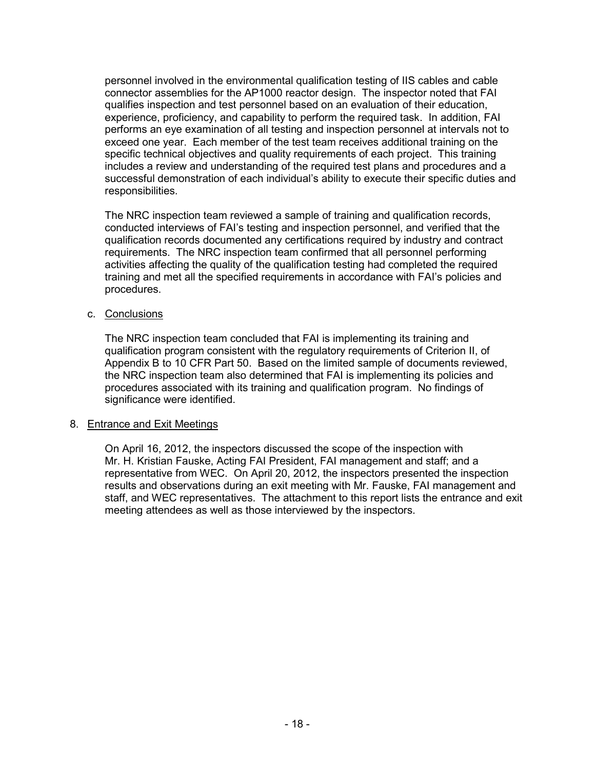personnel involved in the environmental qualification testing of IIS cables and cable connector assemblies for the AP1000 reactor design. The inspector noted that FAI qualifies inspection and test personnel based on an evaluation of their education, experience, proficiency, and capability to perform the required task. In addition, FAI performs an eye examination of all testing and inspection personnel at intervals not to exceed one year. Each member of the test team receives additional training on the specific technical objectives and quality requirements of each project. This training includes a review and understanding of the required test plans and procedures and a successful demonstration of each individual's ability to execute their specific duties and responsibilities.

The NRC inspection team reviewed a sample of training and qualification records, conducted interviews of FAI's testing and inspection personnel, and verified that the qualification records documented any certifications required by industry and contract requirements. The NRC inspection team confirmed that all personnel performing activities affecting the quality of the qualification testing had completed the required training and met all the specified requirements in accordance with FAI's policies and procedures.

c. Conclusions

The NRC inspection team concluded that FAI is implementing its training and qualification program consistent with the regulatory requirements of Criterion II, of Appendix B to 10 CFR Part 50. Based on the limited sample of documents reviewed, the NRC inspection team also determined that FAI is implementing its policies and procedures associated with its training and qualification program. No findings of significance were identified.

## 8. Entrance and Exit Meetings

On April 16, 2012, the inspectors discussed the scope of the inspection with Mr. H. Kristian Fauske, Acting FAI President, FAI management and staff; and a representative from WEC. On April 20, 2012, the inspectors presented the inspection results and observations during an exit meeting with Mr. Fauske, FAI management and staff, and WEC representatives. The attachment to this report lists the entrance and exit meeting attendees as well as those interviewed by the inspectors.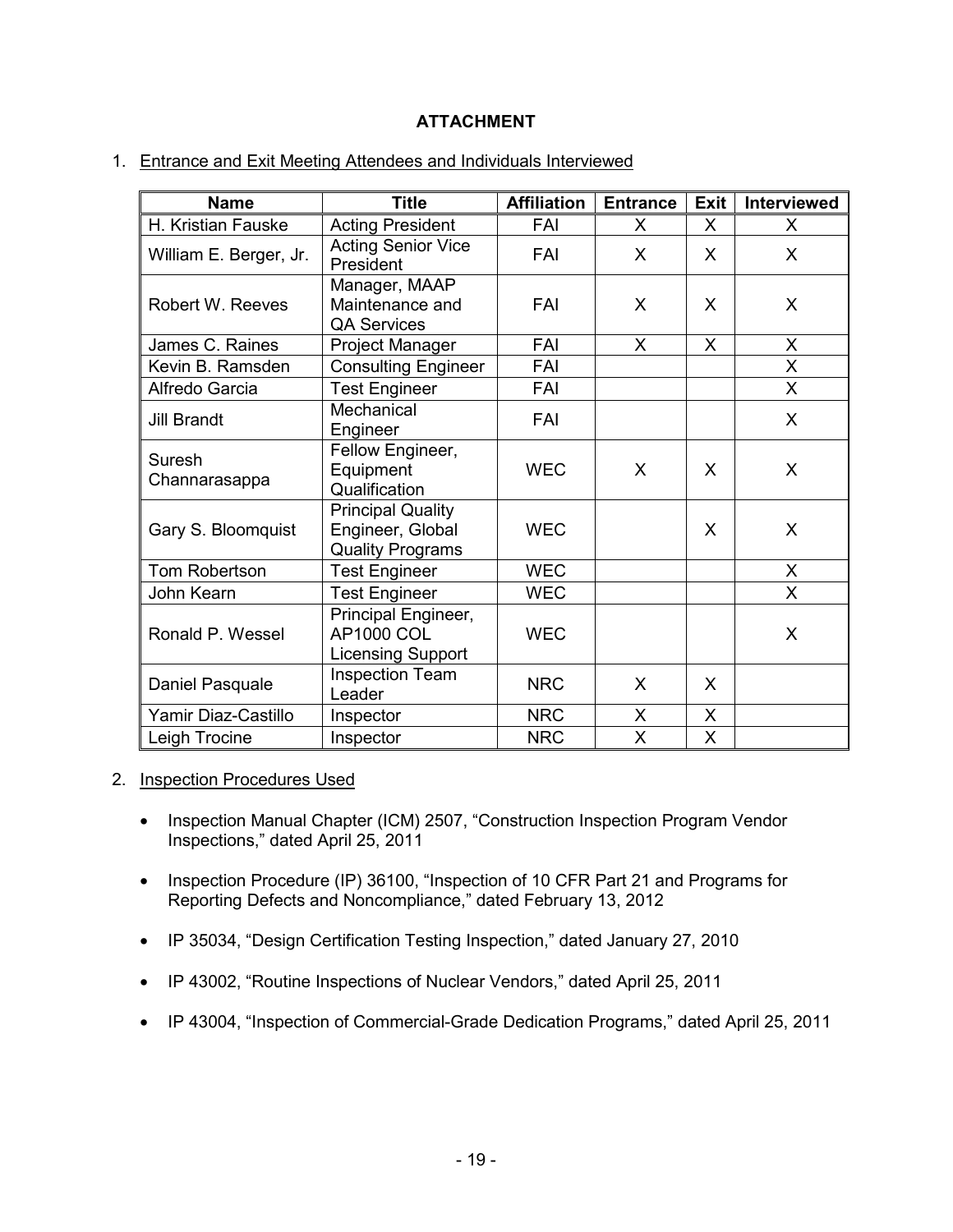## ATTACHMENT

1. Entrance and Exit Meeting Attendees and Individuals Interviewed

| Name | Title | Affiliation | Entrance | Exit | Interviewed |
|---|---|---|---|---|---|
| H. Kristian Fauske | Acting President | FAI | X | X | X |
| William E. Berger, Jr. | Acting Senior Vice President | FAI | X | X | X |
| Robert W. Reeves | Manager, MAAP Maintenance and QA Services | FAI | X | X | X |
| James C. Raines | Project Manager | FAI | X | X | X |
| Kevin B. Ramsden | Consulting Engineer | FAI | | | X |
| Alfredo Garcia | Test Engineer | FAI | | | X |
| Jill Brandt | Mechanical Engineer | FAI | | | X |
| Suresh Channarasappa | Fellow Engineer, Equipment Qualification | WEC | X | X | X |
| Gary S. Bloomquist | Principal Quality Engineer, Global Quality Programs | WEC | | X | X |
| Tom Robertson | Test Engineer | WEC | | | X |
| John Kearn | Test Engineer | WEC | | | X |
| Ronald P. Wessel | Principal Engineer, AP1000 COL Licensing Support | WEC | | | X |
| Daniel Pasquale | Inspection Team Leader | NRC | X | X | |
| Yamir Diaz-Castillo | Inspector | NRC | X | X | |
| Leigh Trocine | Inspector | NRC | X | X | |

2. Inspection Procedures Used

- Inspection Manual Chapter (ICM) 2507, "Construction Inspection Program Vendor Inspections," dated April 25, 2011
- Inspection Procedure (IP) 36100, "Inspection of 10 CFR Part 21 and Programs for Reporting Defects and Noncompliance," dated February 13, 2012
- IP 35034, "Design Certification Testing Inspection," dated January 27, 2010
- IP 43002, "Routine Inspections of Nuclear Vendors," dated April 25, 2011
- IP 43004, "Inspection of Commercial-Grade Dedication Programs," dated April 25, 2011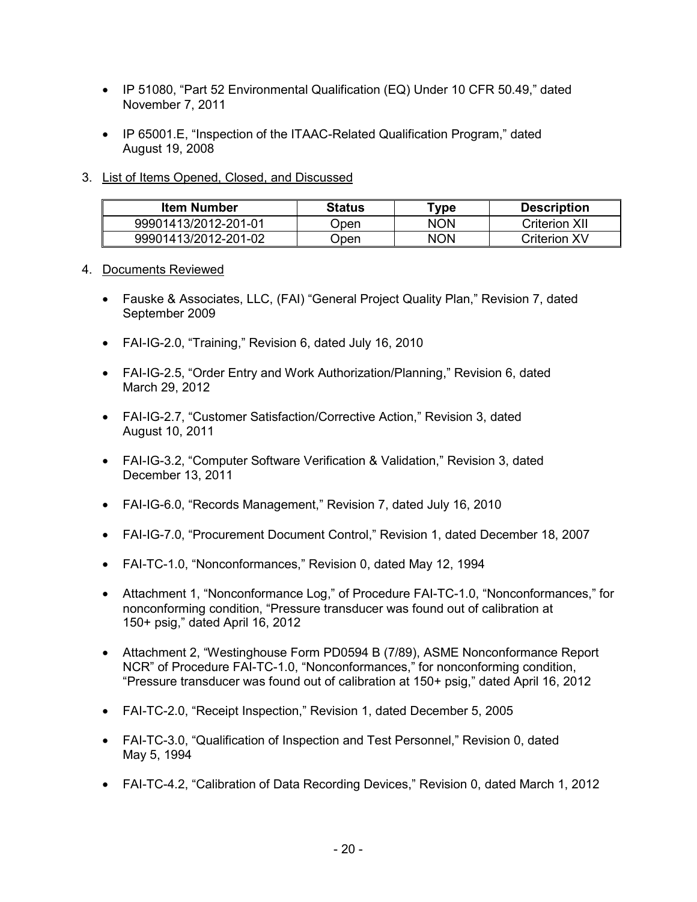- IP 51080, "Part 52 Environmental Qualification (EQ) Under 10 CFR 50.49," dated November 7, 2011

- IP 65001.E, "Inspection of the ITAAC-Related Qualification Program," dated August 19, 2008

3. List of Items Opened, Closed, and Discussed

| Item Number | Status | Type | Description |
|---|---|---|---|
| 99901413/2012-201-01 | Open | NON | Criterion XII |
| 99901413/2012-201-02 | Open | NON | Criterion XV |

4. Documents Reviewed

- Fauske & Associates, LLC, (FAI) "General Project Quality Plan," Revision 7, dated September 2009

- FAI-IG-2.0, "Training," Revision 6, dated July 16, 2010

- FAI-IG-2.5, "Order Entry and Work Authorization/Planning," Revision 6, dated March 29, 2012

- FAI-IG-2.7, "Customer Satisfaction/Corrective Action," Revision 3, dated August 10, 2011

- FAI-IG-3.2, "Computer Software Verification & Validation," Revision 3, dated December 13, 2011

- FAI-IG-6.0, "Records Management," Revision 7, dated July 16, 2010

- FAI-IG-7.0, "Procurement Document Control," Revision 1, dated December 18, 2007

- FAI-TC-1.0, "Nonconformances," Revision 0, dated May 12, 1994

- Attachment 1, "Nonconformance Log," of Procedure FAI-TC-1.0, "Nonconformances," for nonconforming condition, "Pressure transducer was found out of calibration at 150+ psig," dated April 16, 2012

- Attachment 2, "Westinghouse Form PD0594 B (7/89), ASME Nonconformance Report NCR" of Procedure FAI-TC-1.0, "Nonconformances," for nonconforming condition, "Pressure transducer was found out of calibration at 150+ psig," dated April 16, 2012

- FAI-TC-2.0, "Receipt Inspection," Revision 1, dated December 5, 2005

- FAI-TC-3.0, "Qualification of Inspection and Test Personnel," Revision 0, dated May 5, 1994

- FAI-TC-4.2, "Calibration of Data Recording Devices," Revision 0, dated March 1, 2012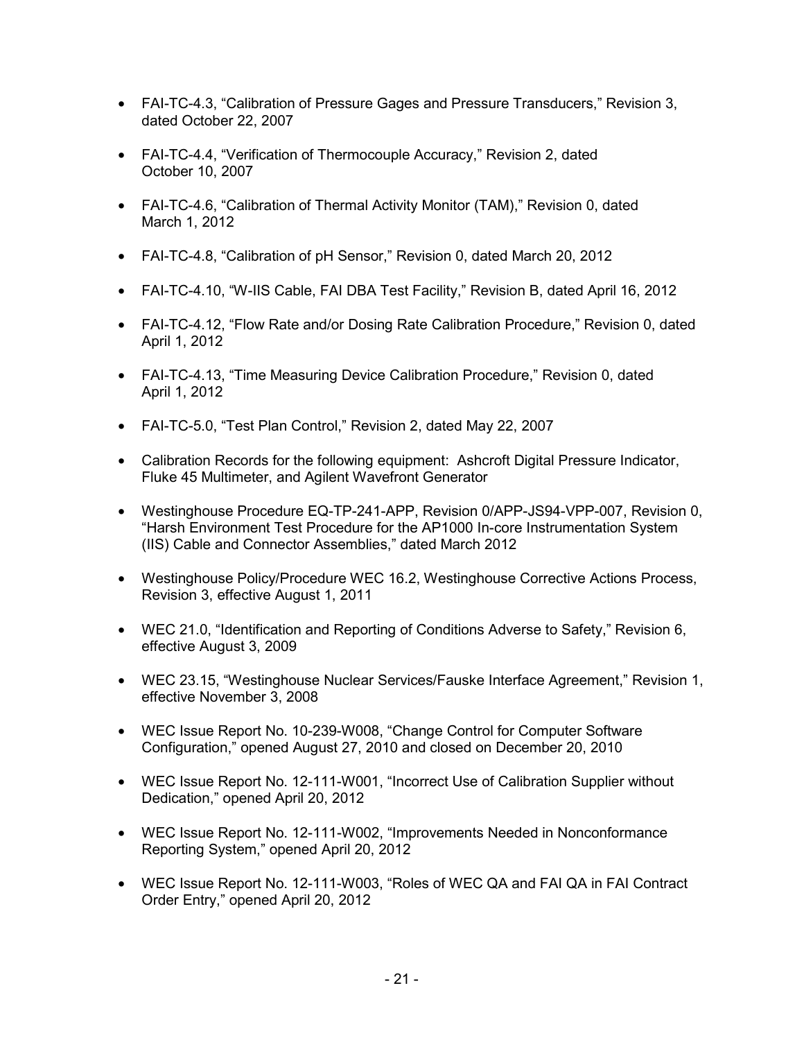- FAI-TC-4.3, "Calibration of Pressure Gages and Pressure Transducers," Revision 3, dated October 22, 2007

- FAI-TC-4.4, "Verification of Thermocouple Accuracy," Revision 2, dated October 10, 2007

- FAI-TC-4.6, "Calibration of Thermal Activity Monitor (TAM)," Revision 0, dated March 1, 2012

- FAI-TC-4.8, "Calibration of pH Sensor," Revision 0, dated March 20, 2012

- FAI-TC-4.10, "W-IIS Cable, FAI DBA Test Facility," Revision B, dated April 16, 2012

- FAI-TC-4.12, "Flow Rate and/or Dosing Rate Calibration Procedure," Revision 0, dated April 1, 2012

- FAI-TC-4.13, "Time Measuring Device Calibration Procedure," Revision 0, dated April 1, 2012

- FAI-TC-5.0, "Test Plan Control," Revision 2, dated May 22, 2007

- Calibration Records for the following equipment: Ashcroft Digital Pressure Indicator, Fluke 45 Multimeter, and Agilent Wavefront Generator

- Westinghouse Procedure EQ-TP-241-APP, Revision 0/APP-JS94-VPP-007, Revision 0, "Harsh Environment Test Procedure for the AP1000 In-core Instrumentation System (IIS) Cable and Connector Assemblies," dated March 2012

- Westinghouse Policy/Procedure WEC 16.2, Westinghouse Corrective Actions Process, Revision 3, effective August 1, 2011

- WEC 21.0, "Identification and Reporting of Conditions Adverse to Safety," Revision 6, effective August 3, 2009

- WEC 23.15, "Westinghouse Nuclear Services/Fauske Interface Agreement," Revision 1, effective November 3, 2008

- WEC Issue Report No. 10-239-W008, "Change Control for Computer Software Configuration," opened August 27, 2010 and closed on December 20, 2010

- WEC Issue Report No. 12-111-W001, "Incorrect Use of Calibration Supplier without Dedication," opened April 20, 2012

- WEC Issue Report No. 12-111-W002, "Improvements Needed in Nonconformance Reporting System," opened April 20, 2012

- WEC Issue Report No. 12-111-W003, "Roles of WEC QA and FAI QA in FAI Contract Order Entry," opened April 20, 2012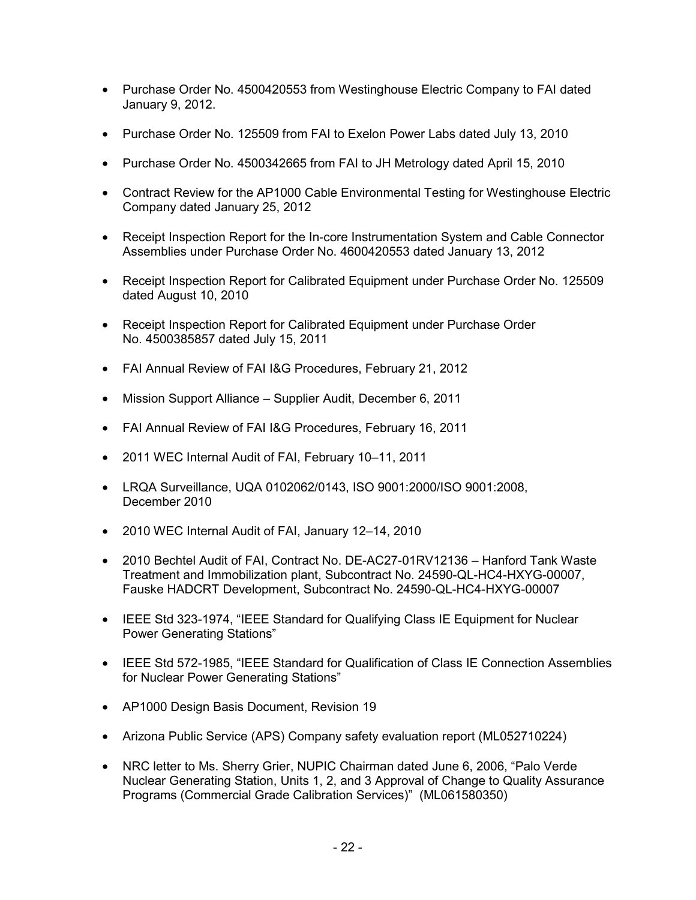- Purchase Order No. 4500420553 from Westinghouse Electric Company to FAI dated January 9, 2012.
- Purchase Order No. 125509 from FAI to Exelon Power Labs dated July 13, 2010
- Purchase Order No. 4500342665 from FAI to JH Metrology dated April 15, 2010
- Contract Review for the AP1000 Cable Environmental Testing for Westinghouse Electric Company dated January 25, 2012
- Receipt Inspection Report for the In-core Instrumentation System and Cable Connector Assemblies under Purchase Order No. 4600420553 dated January 13, 2012
- Receipt Inspection Report for Calibrated Equipment under Purchase Order No. 125509 dated August 10, 2010
- Receipt Inspection Report for Calibrated Equipment under Purchase Order No. 4500385857 dated July 15, 2011
- FAI Annual Review of FAI I&G Procedures, February 21, 2012
- Mission Support Alliance – Supplier Audit, December 6, 2011
- FAI Annual Review of FAI I&G Procedures, February 16, 2011
- 2011 WEC Internal Audit of FAI, February 10–11, 2011
- LRQA Surveillance, UQA 0102062/0143, ISO 9001:2000/ISO 9001:2008, December 2010
- 2010 WEC Internal Audit of FAI, January 12–14, 2010
- 2010 Bechtel Audit of FAI, Contract No. DE-AC27-01RV12136 – Hanford Tank Waste Treatment and Immobilization plant, Subcontract No. 24590-QL-HC4-HXYG-00007, Fauske HADCRT Development, Subcontract No. 24590-QL-HC4-HXYG-00007
- IEEE Std 323-1974, "IEEE Standard for Qualifying Class IE Equipment for Nuclear Power Generating Stations"
- IEEE Std 572-1985, "IEEE Standard for Qualification of Class IE Connection Assemblies for Nuclear Power Generating Stations"
- AP1000 Design Basis Document, Revision 19
- Arizona Public Service (APS) Company safety evaluation report (ML052710224)
- NRC letter to Ms. Sherry Grier, NUPIC Chairman dated June 6, 2006, "Palo Verde Nuclear Generating Station, Units 1, 2, and 3 Approval of Change to Quality Assurance Programs (Commercial Grade Calibration Services)" (ML061580350)